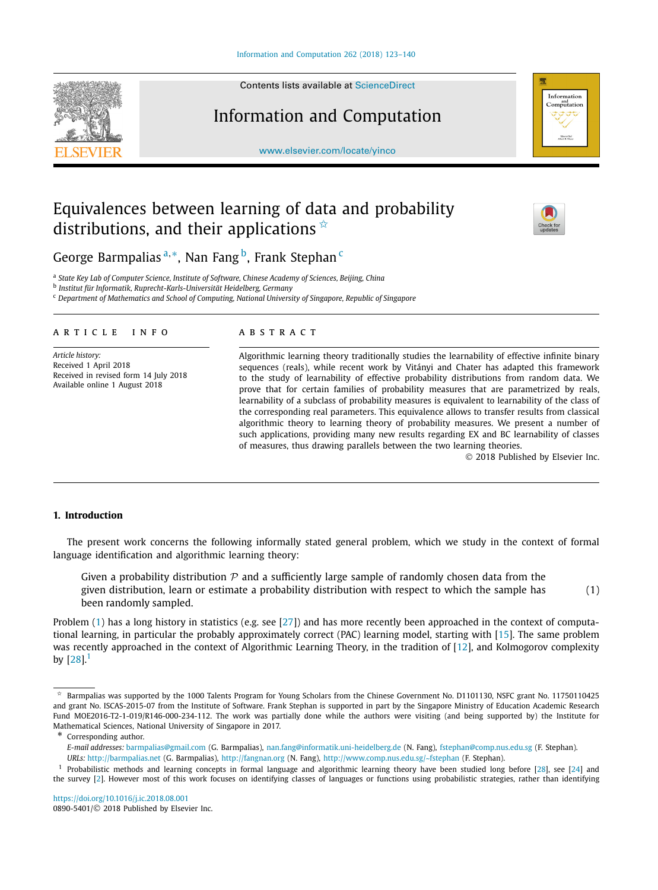# Equivalences between learning of data and probability distributions, and their applications [☆]

George Barmpalias [a,*], Nan Fang [b], Frank Stephan [c]

[a] State Key Lab of Computer Science, Institute of Software, Chinese Academy of Sciences, Beijing, China
[b] Institut für Informatik, Ruprecht-Karls-Universität Heidelberg, Germany
[c] Department of Mathematics and School of Computing, National University of Singapore, Republic of Singapore

**ARTICLE INFO**

*Article history:*
Received 1 April 2018
Received in revised form 14 July 2018
Available online 1 August 2018

**ABSTRACT**

Algorithmic learning theory traditionally studies the learnability of effective infinite binary sequences (reals), while recent work by Vitányi and Chater has adapted this framework to the study of learnability of effective probability distributions from random data. We prove that for certain families of probability measures that are parametrized by reals, learnability of a subclass of probability measures is equivalent to learnability of the class of the corresponding real parameters. This equivalence allows to transfer results from classical algorithmic theory to learning theory of probability measures. We present a number of such applications, providing many new results regarding EX and BC learnability of classes of measures, thus drawing parallels between the two learning theories.

© 2018 Published by Elsevier Inc.

## 1. Introduction

The present work concerns the following informally stated general problem, which we study in the context of formal language identification and algorithmic learning theory:

> Given a probability distribution $\mathcal{P}$ and a sufficiently large sample of randomly chosen data from the given distribution, learn or estimate a probability distribution with respect to which the sample has been randomly sampled. (1)

Problem (1) has a long history in statistics (e.g. see [27]) and has more recently been approached in the context of computational learning, in particular the probably approximately correct (PAC) learning model, starting with [15]. The same problem was recently approached in the context of Algorithmic Learning Theory, in the tradition of [12], and Kolmogorov complexity by [28].[1]

---

☆ Barmpalias was supported by the 1000 Talents Program for Young Scholars from the Chinese Government No. D1101130, NSFC grant No. 11750110425 and grant No. ISCAS-2015-07 from the Institute of Software. Frank Stephan is supported in part by the Singapore Ministry of Education Academic Research Fund MOE2016-T2-1-019/R146-000-234-112. The work was partially done while the authors were visiting (and being supported by) the Institute for Mathematical Sciences, National University of Singapore in 2017.

\* Corresponding author.
*E-mail addresses:* barmpalias@gmail.com (G. Barmpalias), nan.fang@informatik.uni-heidelberg.de (N. Fang), fstephan@comp.nus.edu.sg (F. Stephan).
*URLs:* http://barmpalias.net (G. Barmpalias), http://fangnan.org (N. Fang), http://www.comp.nus.edu.sg/~fstephan (F. Stephan).

[1] Probabilistic methods and learning concepts in formal language and algorithmic learning theory have been studied long before [28], see [24] and the survey [2]. However most of this work focuses on identifying classes of languages or functions using probabilistic strategies, rather than identifying

https://doi.org/10.1016/j.ic.2018.08.001
0890-5401/© 2018 Published by Elsevier Inc.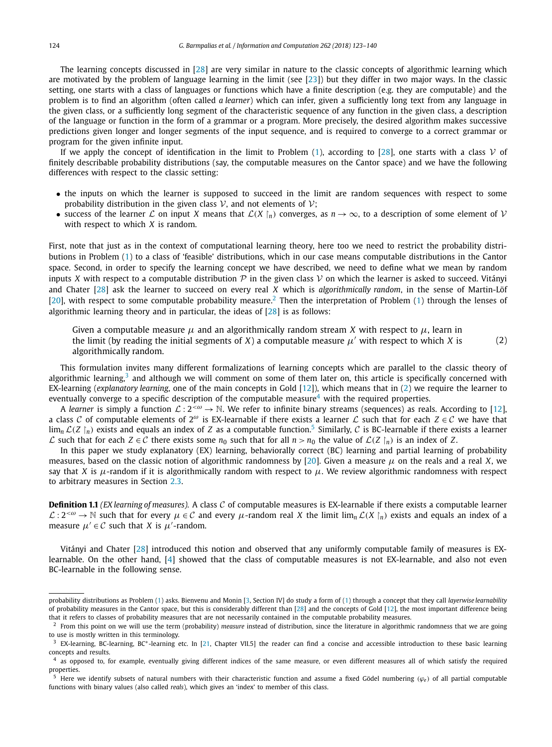The learning concepts discussed in [28] are very similar in nature to the classic concepts of algorithmic learning which are motivated by the problem of language learning in the limit (see [23]) but they differ in two major ways. In the classic setting, one starts with a class of languages or functions which have a finite description (e.g. they are computable) and the problem is to find an algorithm (often called *a learner*) which can infer, given a sufficiently long text from any language in the given class, or a sufficiently long segment of the characteristic sequence of any function in the given class, a description of the language or function in the form of a grammar or a program. More precisely, the desired algorithm makes successive predictions given longer and longer segments of the input sequence, and is required to converge to a correct grammar or program for the given infinite input.

If we apply the concept of identification in the limit to Problem (1), according to [28], one starts with a class $\mathcal{V}$ of finitely describable probability distributions (say, the computable measures on the Cantor space) and we have the following differences with respect to the classic setting:

- the inputs on which the learner is supposed to succeed in the limit are random sequences with respect to some probability distribution in the given class $\mathcal{V}$, and not elements of $\mathcal{V}$;
- success of the learner $\mathcal{L}$ on input $X$ means that $\mathcal{L}(X\restriction_n)$ converges, as $n \to \infty$, to a description of some element of $\mathcal{V}$ with respect to which $X$ is random.

First, note that just as in the context of computational learning theory, here too we need to restrict the probability distributions in Problem (1) to a class of 'feasible' distributions, which in our case means computable distributions in the Cantor space. Second, in order to specify the learning concept we have described, we need to define what we mean by random inputs $X$ with respect to a computable distribution $\mathcal{P}$ in the given class $\mathcal{V}$ on which the learner is asked to succeed. Vitányi and Chater [28] ask the learner to succeed on every real $X$ which is *algorithmically random*, in the sense of Martin-Löf [20], with respect to some computable probability measure.[2] Then the interpretation of Problem (1) through the lenses of algorithmic learning theory and in particular, the ideas of [28] is as follows:

> Given a computable measure $\mu$ and an algorithmically random stream $X$ with respect to $\mu$, learn in the limit (by reading the initial segments of $X$) a computable measure $\mu'$ with respect to which $X$ is algorithmically random. (2)

This formulation invites many different formalizations of learning concepts which are parallel to the classic theory of algorithmic learning,[3] and although we will comment on some of them later on, this article is specifically concerned with EX-learning (*explanatory learning*, one of the main concepts in Gold [12]), which means that in (2) we require the learner to eventually converge to a specific description of the computable measure[4] with the required properties.

A *learner* is simply a function $\mathcal{L}: 2^{<\omega} \to \mathbb{N}$. We refer to infinite binary streams (sequences) as reals. According to [12], a class $\mathcal{C}$ of computable elements of $2^\omega$ is EX-learnable if there exists a learner $\mathcal{L}$ such that for each $Z \in \mathcal{C}$ we have that $\lim_n \mathcal{L}(Z\restriction_n)$ exists and equals an index of $Z$ as a computable function.[5] Similarly, $\mathcal{C}$ is BC-learnable if there exists a learner $\mathcal{L}$ such that for each $Z \in \mathcal{C}$ there exists some $n_0$ such that for all $n > n_0$ the value of $\mathcal{L}(Z\restriction_n)$ is an index of $Z$.

In this paper we study explanatory (EX) learning, behaviorally correct (BC) learning and partial learning of probability measures, based on the classic notion of algorithmic randomness by [20]. Given a measure $\mu$ on the reals and a real $X$, we say that $X$ is $\mu$-random if it is algorithmically random with respect to $\mu$. We review algorithmic randomness with respect to arbitrary measures in Section 2.3.

**Definition 1.1** *(EX learning of measures).* A class $\mathcal{C}$ of computable measures is EX-learnable if there exists a computable learner $\mathcal{L}: 2^{<\omega} \to \mathbb{N}$ such that for every $\mu \in \mathcal{C}$ and every $\mu$-random real $X$ the limit $\lim_n \mathcal{L}(X\restriction_n)$ exists and equals an index of a measure $\mu' \in \mathcal{C}$ such that $X$ is $\mu'$-random.

Vitányi and Chater [28] introduced this notion and observed that any uniformly computable family of measures is EX-learnable. On the other hand, [4] showed that the class of computable measures is not EX-learnable, and also not even BC-learnable in the following sense.

---

probability distributions as Problem (1) asks. Bienvenu and Monin [3, Section IV] do study a form of (1) through a concept that they call *layerwise learnability* of probability measures in the Cantor space, but this is considerably different than [28] and the concepts of Gold [12], the most important difference being that it refers to classes of probability measures that are not necessarily contained in the computable probability measures.

[2] From this point on we will use the term (probability) *measure* instead of distribution, since the literature in algorithmic randomness that we are going to use is mostly written in this terminology.

[3] EX-learning, BC-learning, BC*-learning etc. In [21, Chapter VII.5] the reader can find a concise and accessible introduction to these basic learning concepts and results.

[4] as opposed to, for example, eventually giving different indices of the same measure, or even different measures all of which satisfy the required properties.

[5] Here we identify subsets of natural numbers with their characteristic function and assume a fixed Gödel numbering $(\varphi_e)$ of all partial computable functions with binary values (also called *reals*), which gives an 'index' to member of this class.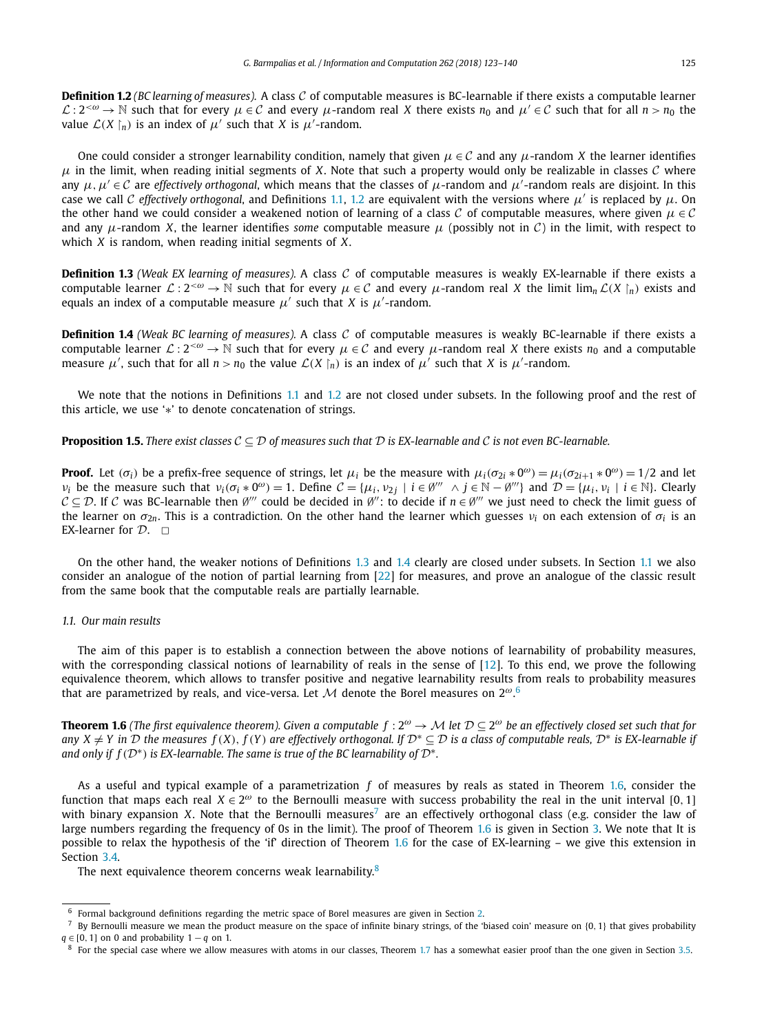**Definition 1.2** *(BC learning of measures).* A class $\mathcal{C}$ of computable measures is BC-learnable if there exists a computable learner $\mathcal{L} : 2^{<\omega} \to \mathbb{N}$ such that for every $\mu \in \mathcal{C}$ and every $\mu$-random real $X$ there exists $n_0$ and $\mu' \in \mathcal{C}$ such that for all $n > n_0$ the value $\mathcal{L}(X \restriction_n)$ is an index of $\mu'$ such that $X$ is $\mu'$-random.

One could consider a stronger learnability condition, namely that given $\mu \in \mathcal{C}$ and any $\mu$-random $X$ the learner identifies $\mu$ in the limit, when reading initial segments of $X$. Note that such a property would only be realizable in classes $\mathcal{C}$ where any $\mu, \mu' \in \mathcal{C}$ are *effectively orthogonal*, which means that the classes of $\mu$-random and $\mu'$-random reals are disjoint. In this case we call $\mathcal{C}$ *effectively orthogonal*, and Definitions 1.1, 1.2 are equivalent with the versions where $\mu'$ is replaced by $\mu$. On the other hand we could consider a weakened notion of learning of a class $\mathcal{C}$ of computable measures, where given $\mu \in \mathcal{C}$ and any $\mu$-random $X$, the learner identifies *some* computable measure $\mu$ (possibly not in $\mathcal{C}$) in the limit, with respect to which $X$ is random, when reading initial segments of $X$.

**Definition 1.3** *(Weak EX learning of measures).* A class $\mathcal{C}$ of computable measures is weakly EX-learnable if there exists a computable learner $\mathcal{L} : 2^{<\omega} \to \mathbb{N}$ such that for every $\mu \in \mathcal{C}$ and every $\mu$-random real $X$ the limit $\lim_n \mathcal{L}(X \restriction_n)$ exists and equals an index of a computable measure $\mu'$ such that $X$ is $\mu'$-random.

**Definition 1.4** *(Weak BC learning of measures).* A class $\mathcal{C}$ of computable measures is weakly BC-learnable if there exists a computable learner $\mathcal{L} : 2^{<\omega} \to \mathbb{N}$ such that for every $\mu \in \mathcal{C}$ and every $\mu$-random real $X$ there exists $n_0$ and a computable measure $\mu'$, such that for all $n > n_0$ the value $\mathcal{L}(X \restriction_n)$ is an index of $\mu'$ such that $X$ is $\mu'$-random.

We note that the notions in Definitions 1.1 and 1.2 are not closed under subsets. In the following proof and the rest of this article, we use '$*$' to denote concatenation of strings.

**Proposition 1.5.** *There exist classes $\mathcal{C} \subseteq \mathcal{D}$ of measures such that $\mathcal{D}$ is EX-learnable and $\mathcal{C}$ is not even BC-learnable.*

**Proof.** Let $(\sigma_i)$ be a prefix-free sequence of strings, let $\mu_i$ be the measure with $\mu_i(\sigma_{2i} * 0^\omega) = \mu_i(\sigma_{2i+1} * 0^\omega) = 1/2$ and let $\nu_i$ be the measure such that $\nu_i(\sigma_i * 0^\omega) = 1$. Define $\mathcal{C} = \{\mu_i, \nu_{2j} \mid i \in \emptyset''' \ \wedge j \in \mathbb{N} - \emptyset'''\}$ and $\mathcal{D} = \{\mu_i, \nu_i \mid i \in \mathbb{N}\}$. Clearly $\mathcal{C} \subseteq \mathcal{D}$. If $\mathcal{C}$ was BC-learnable then $\emptyset'''$ could be decided in $\emptyset''$: to decide if $n \in \emptyset'''$ we just need to check the limit guess of the learner on $\sigma_{2n}$. This is a contradiction. On the other hand the learner which guesses $\nu_i$ on each extension of $\sigma_i$ is an EX-learner for $\mathcal{D}$. $\square$

On the other hand, the weaker notions of Definitions 1.3 and 1.4 clearly are closed under subsets. In Section 1.1 we also consider an analogue of the notion of partial learning from [22] for measures, and prove an analogue of the classic result from the same book that the computable reals are partially learnable.

### 1.1. Our main results

The aim of this paper is to establish a connection between the above notions of learnability of probability measures, with the corresponding classical notions of learnability of reals in the sense of [12]. To this end, we prove the following equivalence theorem, which allows to transfer positive and negative learnability results from reals to probability measures that are parametrized by reals, and vice-versa. Let $\mathcal{M}$ denote the Borel measures on $2^\omega$.[6]

**Theorem 1.6** *(The first equivalence theorem). Given a computable $f : 2^\omega \to \mathcal{M}$ let $\mathcal{D} \subseteq 2^\omega$ be an effectively closed set such that for any $X \neq Y$ in $\mathcal{D}$ the measures $f(X), f(Y)$ are effectively orthogonal. If $\mathcal{D}^* \subseteq \mathcal{D}$ is a class of computable reals, $\mathcal{D}^*$ is EX-learnable if and only if $f(\mathcal{D}^*)$ is EX-learnable. The same is true of the BC learnability of $\mathcal{D}^*$.*

As a useful and typical example of a parametrization $f$ of measures by reals as stated in Theorem 1.6, consider the function that maps each real $X \in 2^\omega$ to the Bernoulli measure with success probability the real in the unit interval $[0, 1]$ with binary expansion $X$. Note that the Bernoulli measures[7] are an effectively orthogonal class (e.g. consider the law of large numbers regarding the frequency of 0s in the limit). The proof of Theorem 1.6 is given in Section 3. We note that It is possible to relax the hypothesis of the 'if' direction of Theorem 1.6 for the case of EX-learning – we give this extension in Section 3.4.

The next equivalence theorem concerns weak learnability.[8]

---

[6] Formal background definitions regarding the metric space of Borel measures are given in Section 2.

[7] By Bernoulli measure we mean the product measure on the space of infinite binary strings, of the 'biased coin' measure on $\{0, 1\}$ that gives probability $q \in [0, 1]$ on 0 and probability $1 - q$ on 1.

[8] For the special case where we allow measures with atoms in our classes, Theorem 1.7 has a somewhat easier proof than the one given in Section 3.5.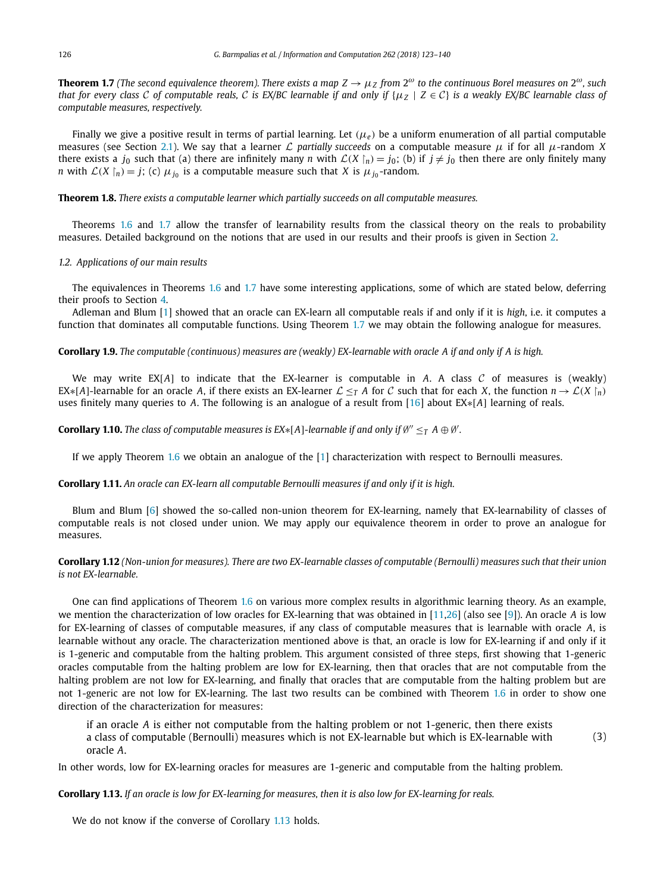**Theorem 1.7** *(The second equivalence theorem). There exists a map $Z \to \mu_Z$ from $2^\omega$ to the continuous Borel measures on $2^\omega$, such that for every class $\mathcal{C}$ of computable reals, $\mathcal{C}$ is EX/BC learnable if and only if $\{\mu_Z \mid Z \in \mathcal{C}\}$ is a weakly EX/BC learnable class of computable measures, respectively.*

Finally we give a positive result in terms of partial learning. Let $(\mu_e)$ be a uniform enumeration of all partial computable measures (see Section 2.1). We say that a learner $\mathcal{L}$ *partially succeeds* on a computable measure $\mu$ if for all $\mu$-random $X$ there exists a $j_0$ such that (a) there are infinitely many $n$ with $\mathcal{L}(X\upharpoonright_n) = j_0$; (b) if $j \neq j_0$ then there are only finitely many $n$ with $\mathcal{L}(X\upharpoonright_n) = j$; (c) $\mu_{j_0}$ is a computable measure such that $X$ is $\mu_{j_0}$-random.

**Theorem 1.8.** *There exists a computable learner which partially succeeds on all computable measures.*

Theorems 1.6 and 1.7 allow the transfer of learnability results from the classical theory on the reals to probability measures. Detailed background on the notions that are used in our results and their proofs is given in Section 2.

### *1.2. Applications of our main results*

The equivalences in Theorems 1.6 and 1.7 have some interesting applications, some of which are stated below, deferring their proofs to Section 4.

Adleman and Blum [1] showed that an oracle can EX-learn all computable reals if and only if it is *high*, i.e. it computes a function that dominates all computable functions. Using Theorem 1.7 we may obtain the following analogue for measures.

**Corollary 1.9.** *The computable (continuous) measures are (weakly) EX-learnable with oracle $A$ if and only if $A$ is high.*

We may write EX$[A]$ to indicate that the EX-learner is computable in $A$. A class $\mathcal{C}$ of measures is (weakly) EX$*[A]$-learnable for an oracle $A$, if there exists an EX-learner $\mathcal{L} \le_T A$ for $\mathcal{C}$ such that for each $X$, the function $n \to \mathcal{L}(X\upharpoonright_n)$ uses finitely many queries to $A$. The following is an analogue of a result from [16] about EX$*[A]$ learning of reals.

**Corollary 1.10.** *The class of computable measures is EX$*[A]$-learnable if and only if $\emptyset'' \le_T A \oplus \emptyset'$.*

If we apply Theorem 1.6 we obtain an analogue of the [1] characterization with respect to Bernoulli measures.

**Corollary 1.11.** *An oracle can EX-learn all computable Bernoulli measures if and only if it is high.*

Blum and Blum [6] showed the so-called non-union theorem for EX-learning, namely that EX-learnability of classes of computable reals is not closed under union. We may apply our equivalence theorem in order to prove an analogue for measures.

**Corollary 1.12** *(Non-union for measures). There are two EX-learnable classes of computable (Bernoulli) measures such that their union is not EX-learnable.*

One can find applications of Theorem 1.6 on various more complex results in algorithmic learning theory. As an example, we mention the characterization of low oracles for EX-learning that was obtained in [11,26] (also see [9]). An oracle $A$ is low for EX-learning of classes of computable measures, if any class of computable measures that is learnable with oracle $A$, is learnable without any oracle. The characterization mentioned above is that, an oracle is low for EX-learning if and only if it is 1-generic and computable from the halting problem. This argument consisted of three steps, first showing that 1-generic oracles computable from the halting problem are low for EX-learning, then that oracles that are not computable from the halting problem are not low for EX-learning, and finally that oracles that are computable from the halting problem but are not 1-generic are not low for EX-learning. The last two results can be combined with Theorem 1.6 in order to show one direction of the characterization for measures:

> if an oracle $A$ is either not computable from the halting problem or not 1-generic, then there exists a class of computable (Bernoulli) measures which is not EX-learnable but which is EX-learnable with oracle $A$. (3)

In other words, low for EX-learning oracles for measures are 1-generic and computable from the halting problem.

**Corollary 1.13.** *If an oracle is low for EX-learning for measures, then it is also low for EX-learning for reals.*

We do not know if the converse of Corollary 1.13 holds.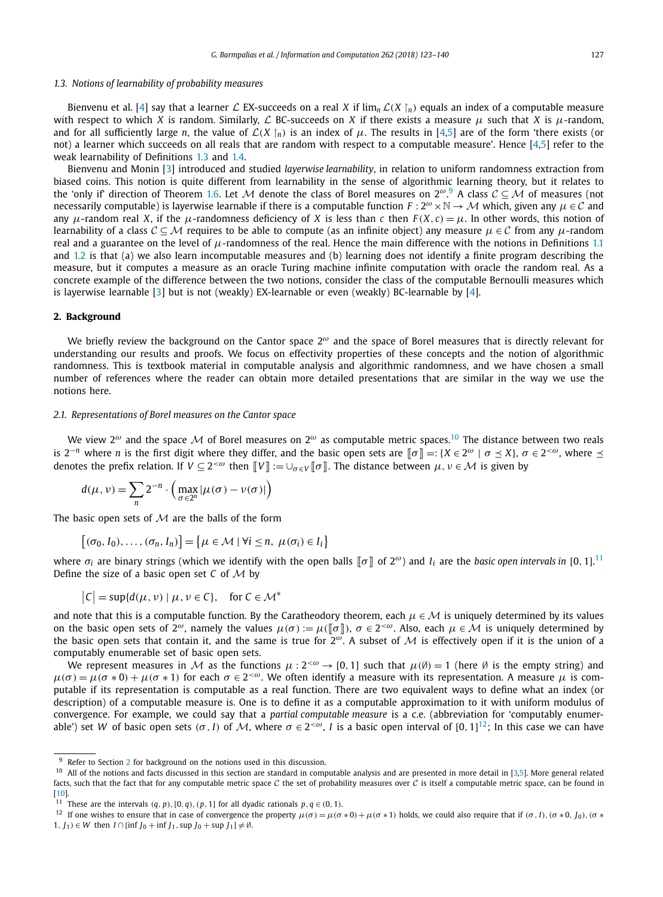### 1.3. Notions of learnability of probability measures

Bienvenu et al. [4] say that a learner $\mathcal{L}$ EX-succeeds on a real $X$ if $\lim_n \mathcal{L}(X\upharpoonright_n)$ equals an index of a computable measure with respect to which $X$ is random. Similarly, $\mathcal{L}$ BC-succeeds on $X$ if there exists a measure $\mu$ such that $X$ is $\mu$-random, and for all sufficiently large $n$, the value of $\mathcal{L}(X\upharpoonright_n)$ is an index of $\mu$. The results in [4,5] are of the form 'there exists (or not) a learner which succeeds on all reals that are random with respect to a computable measure'. Hence [4,5] refer to the weak learnability of Definitions 1.3 and 1.4.

Bienvenu and Monin [3] introduced and studied *layerwise learnability*, in relation to uniform randomness extraction from biased coins. This notion is quite different from learnability in the sense of algorithmic learning theory, but it relates to the 'only if' direction of Theorem 1.6. Let $\mathcal{M}$ denote the class of Borel measures on $2^\omega$.[9] A class $\mathcal{C}\subseteq\mathcal{M}$ of measures (not necessarily computable) is layerwise learnable if there is a computable function $F: 2^\omega\times\mathbb{N}\to\mathcal{M}$ which, given any $\mu\in\mathcal{C}$ and any $\mu$-random real $X$, if the $\mu$-randomness deficiency of $X$ is less than $c$ then $F(X,c)=\mu$. In other words, this notion of learnability of a class $\mathcal{C}\subseteq\mathcal{M}$ requires to be able to compute (as an infinite object) any measure $\mu\in\mathcal{C}$ from any $\mu$-random real and a guarantee on the level of $\mu$-randomness of the real. Hence the main difference with the notions in Definitions 1.1 and 1.2 is that (a) we also learn incomputable measures and (b) learning does not identify a finite program describing the measure, but it computes a measure as an oracle Turing machine infinite computation with oracle the random real. As a concrete example of the difference between the two notions, consider the class of the computable Bernoulli measures which is layerwise learnable [3] but is not (weakly) EX-learnable or even (weakly) BC-learnable by [4].

## 2. Background

We briefly review the background on the Cantor space $2^\omega$ and the space of Borel measures that is directly relevant for understanding our results and proofs. We focus on effectivity properties of these concepts and the notion of algorithmic randomness. This is textbook material in computable analysis and algorithmic randomness, and we have chosen a small number of references where the reader can obtain more detailed presentations that are similar in the way we use the notions here.

### 2.1. Representations of Borel measures on the Cantor space

We view $2^\omega$ and the space $\mathcal{M}$ of Borel measures on $2^\omega$ as computable metric spaces.[10] The distance between two reals is $2^{-n}$ where $n$ is the first digit where they differ, and the basic open sets are $[\![\sigma]\!] =: \{X\in 2^\omega \mid \sigma\preceq X\}$, $\sigma\in 2^{<\omega}$, where $\preceq$ denotes the prefix relation. If $V\subseteq 2^{<\omega}$ then $[\![V]\!] := \cup_{\sigma\in V}[\![\sigma]\!]$. The distance between $\mu,\nu\in\mathcal{M}$ is given by

$$d(\mu,\nu)=\sum_n 2^{-n}\cdot\left(\max_{\sigma\in 2^n}|\mu(\sigma)-\nu(\sigma)|\right)$$

The basic open sets of $\mathcal{M}$ are the balls of the form

$$\big[(\sigma_0,I_0),\dots,(\sigma_n,I_n)\big]=\big\{\mu\in\mathcal{M}\mid \forall i\le n,\ \mu(\sigma_i)\in I_i\big\}$$

where $\sigma_i$ are binary strings (which we identify with the open balls $[\![\sigma]\!]$ of $2^\omega$) and $I_i$ are the *basic open intervals in* $[0,1]$.[11] Define the size of a basic open set $C$ of $\mathcal{M}$ by

$$\big|C\big|=\sup\{d(\mu,\nu)\mid \mu,\nu\in C\},\quad \text{for } C\in\mathcal{M}^*$$

and note that this is a computable function. By the Caratheodory theorem, each $\mu\in\mathcal{M}$ is uniquely determined by its values on the basic open sets of $2^\omega$, namely the values $\mu(\sigma):=\mu([\![\sigma]\!])$, $\sigma\in 2^{<\omega}$. Also, each $\mu\in\mathcal{M}$ is uniquely determined by the basic open sets that contain it, and the same is true for $2^\omega$. A subset of $\mathcal{M}$ is effectively open if it is the union of a computably enumerable set of basic open sets.

We represent measures in $\mathcal{M}$ as the functions $\mu: 2^{<\omega}\to[0,1]$ such that $\mu(\emptyset)=1$ (here $\emptyset$ is the empty string) and $\mu(\sigma)=\mu(\sigma*0)+\mu(\sigma*1)$ for each $\sigma\in 2^{<\omega}$. We often identify a measure with its representation. A measure $\mu$ is computable if its representation is computable as a real function. There are two equivalent ways to define what an index (or description) of a computable measure is. One is to define it as a computable approximation to it with uniform modulus of convergence. For example, we could say that a *partial computable measure* is a c.e. (abbreviation for 'computably enumerable') set $W$ of basic open sets $(\sigma, I)$ of $\mathcal{M}$, where $\sigma\in 2^{<\omega}$, $I$ is a basic open interval of $[0,1]$[12]; In this case we can have

---

[9] Refer to Section 2 for background on the notions used in this discussion.

[10] All of the notions and facts discussed in this section are standard in computable analysis and are presented in more detail in [3,5]. More general related facts, such that the fact that for any computable metric space $\mathcal{C}$ the set of probability measures over $\mathcal{C}$ is itself a computable metric space, can be found in [10].

[11] These are the intervals $(q,p)$, $[0,q)$, $(p,1]$ for all dyadic rationals $p,q\in(0,1)$.

[12] If one wishes to ensure that in case of convergence the property $\mu(\sigma)=\mu(\sigma*0)+\mu(\sigma*1)$ holds, we could also require that if $(\sigma,I),(\sigma*0,J_0),(\sigma*1,J_1)\in W$ then $I\cap[\inf J_0+\inf J_1, \sup J_0+\sup J_1]\neq\emptyset$.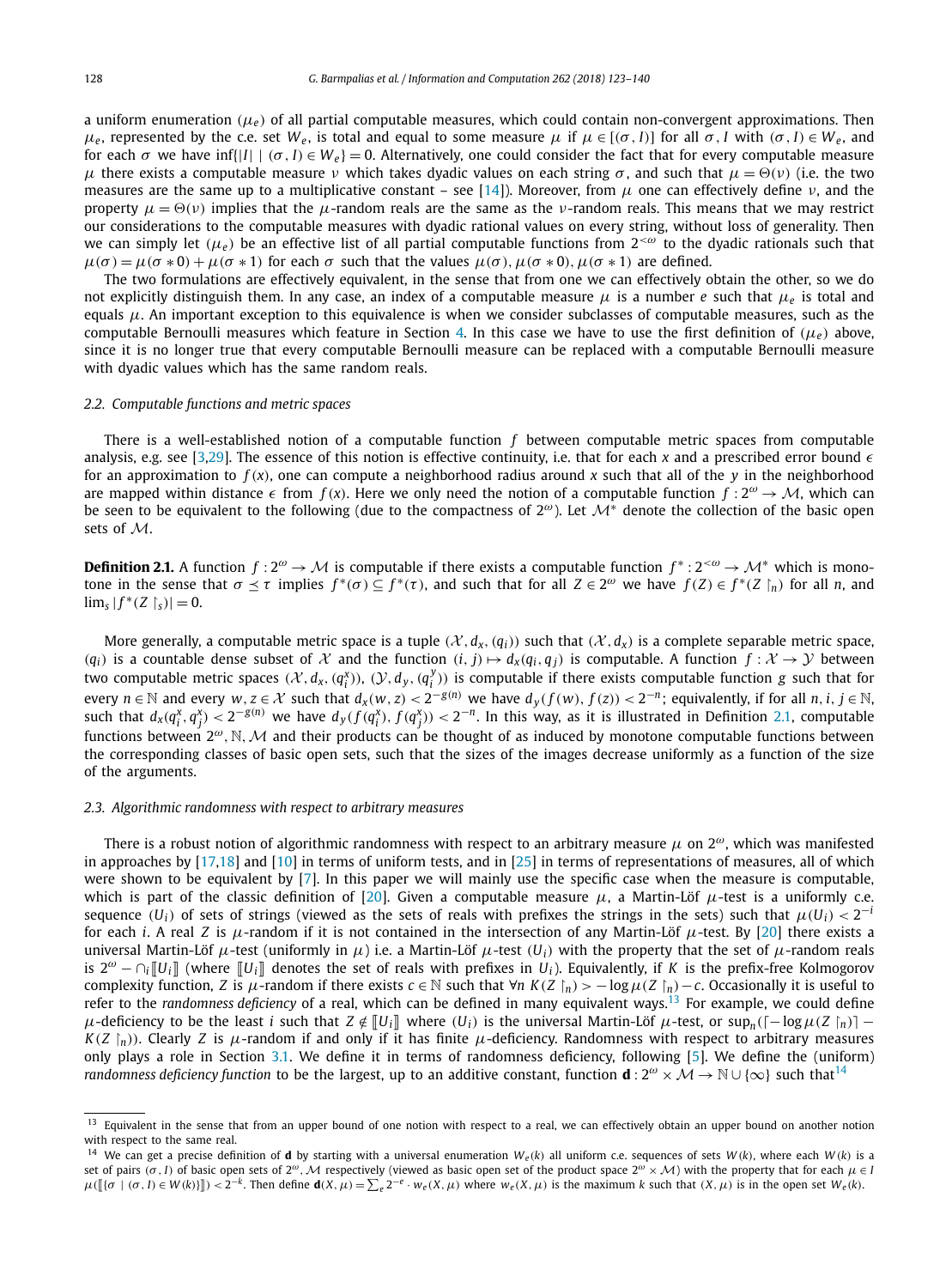a uniform enumeration $(\mu_e)$ of all partial computable measures, which could contain non-convergent approximations. Then $\mu_e$, represented by the c.e. set $W_e$, is total and equal to some measure $\mu$ if $\mu \in [(\sigma, I)]$ for all $\sigma, I$ with $(\sigma, I) \in W_e$, and for each $\sigma$ we have $\inf\{|I| \mid (\sigma, I) \in W_e\} = 0$. Alternatively, one could consider the fact that for every computable measure $\mu$ there exists a computable measure $\nu$ which takes dyadic values on each string $\sigma$, and such that $\mu = \Theta(\nu)$ (i.e. the two measures are the same up to a multiplicative constant – see [14]). Moreover, from $\mu$ one can effectively define $\nu$, and the property $\mu = \Theta(\nu)$ implies that the $\mu$-random reals are the same as the $\nu$-random reals. This means that we may restrict our considerations to the computable measures with dyadic rational values on every string, without loss of generality. Then we can simply let $(\mu_e)$ be an effective list of all partial computable functions from $2^{<\omega}$ to the dyadic rationals such that $\mu(\sigma) = \mu(\sigma * 0) + \mu(\sigma * 1)$ for each $\sigma$ such that the values $\mu(\sigma), \mu(\sigma * 0), \mu(\sigma * 1)$ are defined.

The two formulations are effectively equivalent, in the sense that from one we can effectively obtain the other, so we do not explicitly distinguish them. In any case, an index of a computable measure $\mu$ is a number $e$ such that $\mu_e$ is total and equals $\mu$. An important exception to this equivalence is when we consider subclasses of computable measures, such as the computable Bernoulli measures which feature in Section 4. In this case we have to use the first definition of $(\mu_e)$ above, since it is no longer true that every computable Bernoulli measure can be replaced with a computable Bernoulli measure with dyadic values which has the same random reals.

### 2.2. Computable functions and metric spaces

There is a well-established notion of a computable function $f$ between computable metric spaces from computable analysis, e.g. see [3,29]. The essence of this notion is effective continuity, i.e. that for each $x$ and a prescribed error bound $\epsilon$ for an approximation to $f(x)$, one can compute a neighborhood radius around $x$ such that all of the $y$ in the neighborhood are mapped within distance $\epsilon$ from $f(x)$. Here we only need the notion of a computable function $f : 2^\omega \to \mathcal{M}$, which can be seen to be equivalent to the following (due to the compactness of $2^\omega$). Let $\mathcal{M}^*$ denote the collection of the basic open sets of $\mathcal{M}$.

**Definition 2.1.** A function $f : 2^\omega \to \mathcal{M}$ is computable if there exists a computable function $f^* : 2^{<\omega} \to \mathcal{M}^*$ which is monotone in the sense that $\sigma \preceq \tau$ implies $f^*(\sigma) \subseteq f^*(\tau)$, and such that for all $Z \in 2^\omega$ we have $f(Z) \in f^*(Z \upharpoonright_n)$ for all $n$, and $\lim_s |f^*(Z \upharpoonright_s)| = 0$.

More generally, a computable metric space is a tuple $(\mathcal{X}, d_x, (q_i))$ such that $(\mathcal{X}, d_x)$ is a complete separable metric space, $(q_i)$ is a countable dense subset of $\mathcal{X}$ and the function $(i, j) \mapsto d_x(q_i, q_j)$ is computable. A function $f : \mathcal{X} \to \mathcal{Y}$ between two computable metric spaces $(\mathcal{X}, d_x, (q_i^x))$, $(\mathcal{Y}, d_y, (q_i^y))$ is computable if there exists computable function $g$ such that for every $n \in \mathbb{N}$ and every $w, z \in \mathcal{X}$ such that $d_x(w, z) < 2^{-g(n)}$ we have $d_y(f(w), f(z)) < 2^{-n}$; equivalently, if for all $n, i, j \in \mathbb{N}$, such that $d_x(q_i^x, q_j^x) < 2^{-g(n)}$ we have $d_y(f(q_i^x), f(q_j^x)) < 2^{-n}$. In this way, as it is illustrated in Definition 2.1, computable functions between $2^\omega, \mathbb{N}, \mathcal{M}$ and their products can be thought of as induced by monotone computable functions between the corresponding classes of basic open sets, such that the sizes of the images decrease uniformly as a function of the size of the arguments.

### 2.3. Algorithmic randomness with respect to arbitrary measures

There is a robust notion of algorithmic randomness with respect to an arbitrary measure $\mu$ on $2^\omega$, which was manifested in approaches by [17,18] and [10] in terms of uniform tests, and in [25] in terms of representations of measures, all of which were shown to be equivalent by [7]. In this paper we will mainly use the specific case when the measure is computable, which is part of the classic definition of [20]. Given a computable measure $\mu$, a Martin-Löf $\mu$-test is a uniformly c.e. sequence $(U_i)$ of sets of strings (viewed as the sets of reals with prefixes the strings in the sets) such that $\mu(U_i) < 2^{-i}$ for each $i$. A real $Z$ is $\mu$-random if it is not contained in the intersection of any Martin-Löf $\mu$-test. By [20] there exists a universal Martin-Löf $\mu$-test (uniformly in $\mu$) i.e. a Martin-Löf $\mu$-test $(U_i)$ with the property that the set of $\mu$-random reals is $2^\omega - \cap_i [\![U_i]\!]$ (where $[\![U_i]\!]$ denotes the set of reals with prefixes in $U_i$). Equivalently, if $K$ is the prefix-free Kolmogorov complexity function, $Z$ is $\mu$-random if there exists $c \in \mathbb{N}$ such that $\forall n\ K(Z \upharpoonright_n) > -\log \mu(Z \upharpoonright_n) - c$. Occasionally it is useful to refer to the *randomness deficiency* of a real, which can be defined in many equivalent ways.[13] For example, we could define $\mu$-deficiency to be the least $i$ such that $Z \notin [\![U_i]\!]$ where $(U_i)$ is the universal Martin-Löf $\mu$-test, or $\sup_n(\lceil -\log \mu(Z \upharpoonright_n) \rceil - K(Z \upharpoonright_n))$. Clearly $Z$ is $\mu$-random if and only if it has finite $\mu$-deficiency. Randomness with respect to arbitrary measures only plays a role in Section 3.1. We define it in terms of randomness deficiency, following [5]. We define the (uniform) *randomness deficiency function* to be the largest, up to an additive constant, function $\mathbf{d} : 2^\omega \times \mathcal{M} \to \mathbb{N} \cup \{\infty\}$ such that[14]

---

[13] Equivalent in the sense that from an upper bound of one notion with respect to a real, we can effectively obtain an upper bound on another notion with respect to the same real.

[14] We can get a precise definition of $\mathbf{d}$ by starting with a universal enumeration $W_e(k)$ all uniform c.e. sequences of sets $W(k)$, where each $W(k)$ is a set of pairs $(\sigma, I)$ of basic open sets of $2^\omega, \mathcal{M}$ respectively (viewed as basic open set of the product space $2^\omega \times \mathcal{M}$) with the property that for each $\mu \in I$ $\mu([\![\{\sigma \mid (\sigma, I) \in W(k)\}]\!]) < 2^{-k}$. Then define $\mathbf{d}(X, \mu) = \sum_e 2^{-e} \cdot w_e(X, \mu)$ where $w_e(X, \mu)$ is the maximum $k$ such that $(X, \mu)$ is in the open set $W_e(k)$.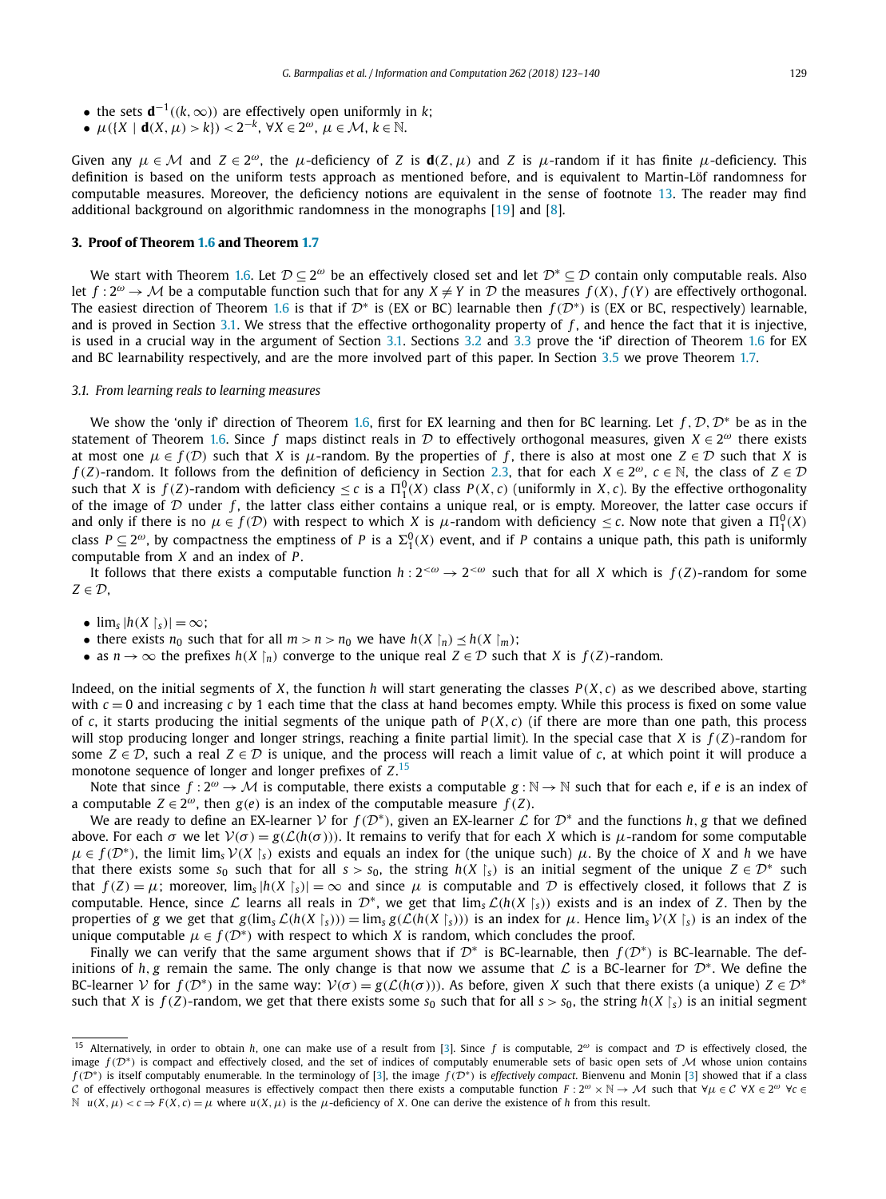- the sets $\mathbf{d}^{-1}((k,\infty))$ are effectively open uniformly in $k$;
- $\mu(\{X \mid \mathbf{d}(X,\mu) > k\}) < 2^{-k}$, $\forall X \in 2^\omega$, $\mu \in \mathcal{M}$, $k \in \mathbb{N}$.

Given any $\mu \in \mathcal{M}$ and $Z \in 2^\omega$, the $\mu$-deficiency of $Z$ is $\mathbf{d}(Z,\mu)$ and $Z$ is $\mu$-random if it has finite $\mu$-deficiency. This definition is based on the uniform tests approach as mentioned before, and is equivalent to Martin-Löf randomness for computable measures. Moreover, the deficiency notions are equivalent in the sense of footnote 13. The reader may find additional background on algorithmic randomness in the monographs [19] and [8].

## 3. Proof of Theorem 1.6 and Theorem 1.7

We start with Theorem 1.6. Let $\mathcal{D} \subseteq 2^\omega$ be an effectively closed set and let $\mathcal{D}^* \subseteq \mathcal{D}$ contain only computable reals. Also let $f: 2^\omega \to \mathcal{M}$ be a computable function such that for any $X \neq Y$ in $\mathcal{D}$ the measures $f(X)$, $f(Y)$ are effectively orthogonal. The easiest direction of Theorem 1.6 is that if $\mathcal{D}^*$ is (EX or BC) learnable then $f(\mathcal{D}^*)$ is (EX or BC, respectively) learnable, and is proved in Section 3.1. We stress that the effective orthogonality property of $f$, and hence the fact that it is injective, is used in a crucial way in the argument of Section 3.1. Sections 3.2 and 3.3 prove the 'if' direction of Theorem 1.6 for EX and BC learnability respectively, and are the more involved part of this paper. In Section 3.5 we prove Theorem 1.7.

### 3.1. From learning reals to learning measures

We show the 'only if' direction of Theorem 1.6, first for EX learning and then for BC learning. Let $f, \mathcal{D}, \mathcal{D}^*$ be as in the statement of Theorem 1.6. Since $f$ maps distinct reals in $\mathcal{D}$ to effectively orthogonal measures, given $X \in 2^\omega$ there exists at most one $\mu \in f(\mathcal{D})$ such that $X$ is $\mu$-random. By the properties of $f$, there is also at most one $Z \in \mathcal{D}$ such that $X$ is $f(Z)$-random. It follows from the definition of deficiency in Section 2.3, that for each $X \in 2^\omega$, $c \in \mathbb{N}$, the class of $Z \in \mathcal{D}$ such that $X$ is $f(Z)$-random with deficiency $\leq c$ is a $\Pi^0_1(X)$ class $P(X,c)$ (uniformly in $X, c$). By the effective orthogonality of the image of $\mathcal{D}$ under $f$, the latter class either contains a unique real, or is empty. Moreover, the latter case occurs if and only if there is no $\mu \in f(\mathcal{D})$ with respect to which $X$ is $\mu$-random with deficiency $\leq c$. Now note that given a $\Pi^0_1(X)$ class $P \subseteq 2^\omega$, by compactness the emptiness of $P$ is a $\Sigma^0_1(X)$ event, and if $P$ contains a unique path, this path is uniformly computable from $X$ and an index of $P$.

It follows that there exists a computable function $h: 2^{<\omega} \to 2^{<\omega}$ such that for all $X$ which is $f(Z)$-random for some $Z \in \mathcal{D}$,

- $\lim_s |h(X\restriction_s)| = \infty$;
- there exists $n_0$ such that for all $m > n > n_0$ we have $h(X\restriction_n) \preceq h(X\restriction_m)$;
- as $n \to \infty$ the prefixes $h(X\restriction_n)$ converge to the unique real $Z \in \mathcal{D}$ such that $X$ is $f(Z)$-random.

Indeed, on the initial segments of $X$, the function $h$ will start generating the classes $P(X,c)$ as we described above, starting with $c = 0$ and increasing $c$ by 1 each time that the class at hand becomes empty. While this process is fixed on some value of $c$, it starts producing the initial segments of the unique path of $P(X,c)$ (if there are more than one path, this process will stop producing longer and longer strings, reaching a finite partial limit). In the special case that $X$ is $f(Z)$-random for some $Z \in \mathcal{D}$, such a real $Z \in \mathcal{D}$ is unique, and the process will reach a limit value of $c$, at which point it will produce a monotone sequence of longer and longer prefixes of $Z$.[15]

Note that since $f: 2^\omega \to \mathcal{M}$ is computable, there exists a computable $g: \mathbb{N} \to \mathbb{N}$ such that for each $e$, if $e$ is an index of a computable $Z \in 2^\omega$, then $g(e)$ is an index of the computable measure $f(Z)$.

We are ready to define an EX-learner $\mathcal{V}$ for $f(\mathcal{D}^*)$, given an EX-learner $\mathcal{L}$ for $\mathcal{D}^*$ and the functions $h, g$ that we defined above. For each $\sigma$ we let $\mathcal{V}(\sigma) = g(\mathcal{L}(h(\sigma)))$. It remains to verify that for each $X$ which is $\mu$-random for some computable $\mu \in f(\mathcal{D}^*)$, the limit $\lim_s \mathcal{V}(X\restriction_s)$ exists and equals an index for (the unique such) $\mu$. By the choice of $X$ and $h$ we have that there exists some $s_0$ such that for all $s > s_0$, the string $h(X\restriction_s)$ is an initial segment of the unique $Z \in \mathcal{D}^*$ such that $f(Z) = \mu$; moreover, $\lim_s |h(X\restriction_s)| = \infty$ and since $\mu$ is computable and $\mathcal{D}$ is effectively closed, it follows that $Z$ is computable. Hence, since $\mathcal{L}$ learns all reals in $\mathcal{D}^*$, we get that $\lim_s \mathcal{L}(h(X\restriction_s))$ exists and is an index of $Z$. Then by the properties of $g$ we get that $g(\lim_s \mathcal{L}(h(X\restriction_s))) = \lim_s g(\mathcal{L}(h(X\restriction_s)))$ is an index for $\mu$. Hence $\lim_s \mathcal{V}(X\restriction_s)$ is an index of the unique computable $\mu \in f(\mathcal{D}^*)$ with respect to which $X$ is random, which concludes the proof.

Finally we can verify that the same argument shows that if $\mathcal{D}^*$ is BC-learnable, then $f(\mathcal{D}^*)$ is BC-learnable. The definitions of $h, g$ remain the same. The only change is that now we assume that $\mathcal{L}$ is a BC-learner for $\mathcal{D}^*$. We define the BC-learner $\mathcal{V}$ for $f(\mathcal{D}^*)$ in the same way: $\mathcal{V}(\sigma) = g(\mathcal{L}(h(\sigma)))$. As before, given $X$ such that there exists (a unique) $Z \in \mathcal{D}^*$ such that $X$ is $f(Z)$-random, we get that there exists some $s_0$ such that for all $s > s_0$, the string $h(X\restriction_s)$ is an initial segment

---

[15] Alternatively, in order to obtain $h$, one can make use of a result from [3]. Since $f$ is computable, $2^\omega$ is compact and $\mathcal{D}$ is effectively closed, the image $f(\mathcal{D}^*)$ is compact and effectively closed, and the set of indices of computably enumerable sets of basic open sets of $\mathcal{M}$ whose union contains $f(\mathcal{D}^*)$ is itself computably enumerable. In the terminology of [3], the image $f(\mathcal{D}^*)$ is *effectively compact*. Bienvenu and Monin [3] showed that if a class $\mathcal{C}$ of effectively orthogonal measures is effectively compact then there exists a computable function $F: 2^\omega \times \mathbb{N} \to \mathcal{M}$ such that $\forall \mu \in \mathcal{C}\ \forall X \in 2^\omega\ \forall c \in \mathbb{N}\ \ u(X,\mu) < c \Rightarrow F(X,c) = \mu$ where $u(X,\mu)$ is the $\mu$-deficiency of $X$. One can derive the existence of $h$ from this result.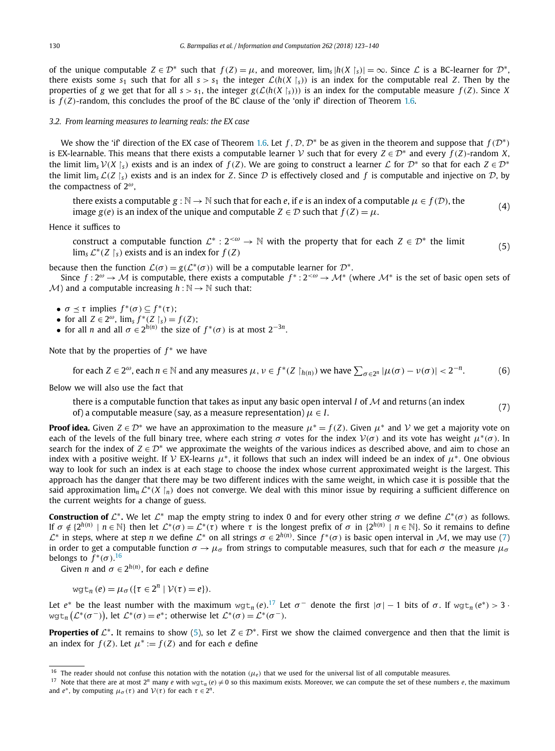of the unique computable $Z \in \mathcal{D}^*$ such that $f(Z) = \mu$, and moreover, $\lim_s |h(X \upharpoonright_s)| = \infty$. Since $\mathcal{L}$ is a BC-learner for $\mathcal{D}^*$, there exists some $s_1$ such that for all $s > s_1$ the integer $\mathcal{L}(h(X \upharpoonright_s))$ is an index for the computable real $Z$. Then by the properties of $g$ we get that for all $s > s_1$, the integer $g(\mathcal{L}(h(X \upharpoonright_s)))$ is an index for the computable measure $f(Z)$. Since $X$ is $f(Z)$-random, this concludes the proof of the BC clause of the 'only if' direction of Theorem 1.6.

### 3.2. From learning measures to learning reals: the EX case

We show the 'if' direction of the EX case of Theorem 1.6. Let $f, \mathcal{D}, \mathcal{D}^*$ be as given in the theorem and suppose that $f(\mathcal{D}^*)$ is EX-learnable. This means that there exists a computable learner $\mathcal{V}$ such that for every $Z \in \mathcal{D}^*$ and every $f(Z)$-random $X$, the limit $\lim_s \mathcal{V}(X \upharpoonright_s)$ exists and is an index of $f(Z)$. We are going to construct a learner $\mathcal{L}$ for $\mathcal{D}^*$ so that for each $Z \in \mathcal{D}^*$ the limit $\lim_s \mathcal{L}(Z \upharpoonright_s)$ exists and is an index for $Z$. Since $\mathcal{D}$ is effectively closed and $f$ is computable and injective on $\mathcal{D}$, by the compactness of $2^\omega$,

> there exists a computable $g : \mathbb{N} \to \mathbb{N}$ such that for each $e$, if $e$ is an index of a computable $\mu \in f(\mathcal{D})$, the image $g(e)$ is an index of the unique and computable $Z \in \mathcal{D}$ such that $f(Z) = \mu$. (4)

Hence it suffices to

> construct a computable function $\mathcal{L}^* : 2^{<\omega} \to \mathbb{N}$ with the property that for each $Z \in \mathcal{D}^*$ the limit $\lim_s \mathcal{L}^*(Z \upharpoonright_s)$ exists and is an index for $f(Z)$ (5)

because then the function $\mathcal{L}(\sigma) = g(\mathcal{L}^*(\sigma))$ will be a computable learner for $\mathcal{D}^*$.

Since $f : 2^\omega \to \mathcal{M}$ is computable, there exists a computable $f^* : 2^{<\omega} \to \mathcal{M}^*$ (where $\mathcal{M}^*$ is the set of basic open sets of $\mathcal{M}$) and a computable increasing $h : \mathbb{N} \to \mathbb{N}$ such that:

- $\sigma \preceq \tau$ implies $f^*(\sigma) \subseteq f^*(\tau)$;
- for all $Z \in 2^\omega$, $\lim_s f^*(Z \upharpoonright_s) = f(Z)$;
- for all $n$ and all $\sigma \in 2^{h(n)}$ the size of $f^*(\sigma)$ is at most $2^{-3n}$.

Note that by the properties of $f^*$ we have

$$\text{for each } Z \in 2^\omega, \text{ each } n \in \mathbb{N} \text{ and any measures } \mu, \nu \in f^*(Z \upharpoonright_{h(n)}) \text{ we have } \sum_{\sigma \in 2^n} |\mu(\sigma) - \nu(\sigma)| < 2^{-n}. \tag{6}$$

Below we will also use the fact that

> there is a computable function that takes as input any basic open interval $I$ of $\mathcal{M}$ and returns (an index of) a computable measure (say, as a measure representation) $\mu \in I$. (7)

**Proof idea.** Given $Z \in \mathcal{D}^*$ we have an approximation to the measure $\mu^* = f(Z)$. Given $\mu^*$ and $\mathcal{V}$ we get a majority vote on each of the levels of the full binary tree, where each string $\sigma$ votes for the index $\mathcal{V}(\sigma)$ and its vote has weight $\mu^*(\sigma)$. In search for the index of $Z \in \mathcal{D}^*$ we approximate the weights of the various indices as described above, and aim to chose an index with a positive weight. If $\mathcal{V}$ EX-learns $\mu^*$, it follows that such an index will indeed be an index of $\mu^*$. One obvious way to look for such an index is at each stage to choose the index whose current approximated weight is the largest. This approach has the danger that there may be two different indices with the same weight, in which case it is possible that the said approximation $\lim_n \mathcal{L}^*(X \upharpoonright_n)$ does not converge. We deal with this minor issue by requiring a sufficient difference on the current weights for a change of guess.

**Construction of $\mathcal{L}^*$.** We let $\mathcal{L}^*$ map the empty string to index 0 and for every other string $\sigma$ we define $\mathcal{L}^*(\sigma)$ as follows. If $\sigma \notin \{2^{h(n)} \mid n \in \mathbb{N}\}$ then let $\mathcal{L}^*(\sigma) = \mathcal{L}^*(\tau)$ where $\tau$ is the longest prefix of $\sigma$ in $\{2^{h(n)} \mid n \in \mathbb{N}\}$. So it remains to define $\mathcal{L}^*$ in steps, where at step $n$ we define $\mathcal{L}^*$ on all strings $\sigma \in 2^{h(n)}$. Since $f^*(\sigma)$ is basic open interval in $\mathcal{M}$, we may use (7) in order to get a computable function $\sigma \to \mu_\sigma$ from strings to computable measures, such that for each $\sigma$ the measure $\mu_\sigma$ belongs to $f^*(\sigma)$.[16]

Given $n$ and $\sigma \in 2^{h(n)}$, for each $e$ define

$$\mathtt{wgt}_n(e) = \mu_\sigma(\{\tau \in 2^n \mid \mathcal{V}(\tau) = e\}).$$

Let $e^*$ be the least number with the maximum $\mathtt{wgt}_n(e)$.[17] Let $\sigma^-$ denote the first $|\sigma| - 1$ bits of $\sigma$. If $\mathtt{wgt}_n(e^*) > 3 \cdot \mathtt{wgt}_n(\mathcal{L}^*(\sigma^-))$, let $\mathcal{L}^*(\sigma) = e^*$; otherwise let $\mathcal{L}^*(\sigma) = \mathcal{L}^*(\sigma^-)$.

**Properties of $\mathcal{L}^*$.** It remains to show (5), so let $Z \in \mathcal{D}^*$. First we show the claimed convergence and then that the limit is an index for $f(Z)$. Let $\mu^* := f(Z)$ and for each $e$ define

---

[16] The reader should not confuse this notation with the notation $(\mu_e)$ that we used for the universal list of all computable measures.

[17] Note that there are at most $2^n$ many $e$ with $\mathtt{wgt}_n(e) \neq 0$ so this maximum exists. Moreover, we can compute the set of these numbers $e$, the maximum and $e^*$, by computing $\mu_\sigma(\tau)$ and $\mathcal{V}(\tau)$ for each $\tau \in 2^n$.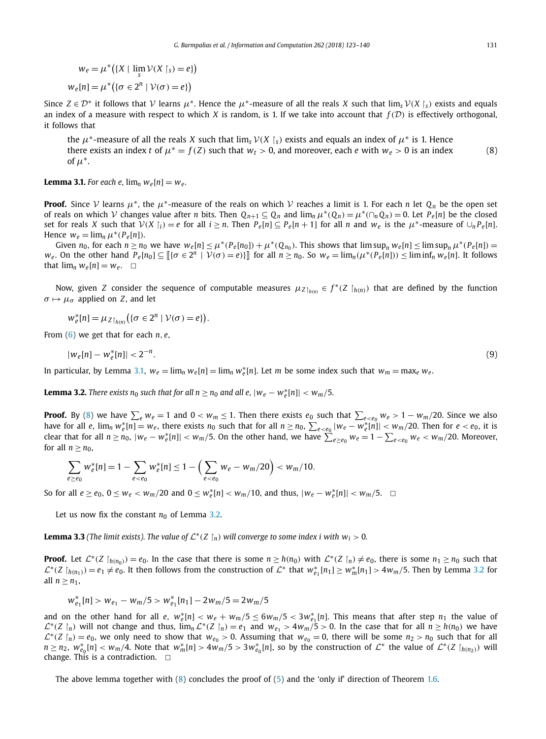$$w_e = \mu^*\big(\{X \mid \lim_s \mathcal{V}(X\restriction_s) = e\}\big)$$

$$w_e[n] = \mu^*\big(\{\sigma \in 2^n \mid \mathcal{V}(\sigma) = e\}\big)$$

Since $Z \in \mathcal{D}^*$ it follows that $\mathcal{V}$ learns $\mu^*$. Hence the $\mu^*$-measure of all the reals $X$ such that $\lim_s \mathcal{V}(X\restriction_s)$ exists and equals an index of a measure with respect to which $X$ is random, is 1. If we take into account that $f(\mathcal{D})$ is effectively orthogonal, it follows that

> the $\mu^*$-measure of all the reals $X$ such that $\lim_s \mathcal{V}(X\restriction_s)$ exists and equals an index of $\mu^*$ is 1. Hence there exists an index $t$ of $\mu^* = f(Z)$ such that $w_t > 0$, and moreover, each $e$ with $w_e > 0$ is an index of $\mu^*$. (8)

**Lemma 3.1.** *For each $e$, $\lim_n w_e[n] = w_e$.*

**Proof.** Since $\mathcal{V}$ learns $\mu^*$, the $\mu^*$-measure of the reals on which $\mathcal{V}$ reaches a limit is 1. For each $n$ let $Q_n$ be the open set of reals on which $\mathcal{V}$ changes value after $n$ bits. Then $Q_{n+1} \subseteq Q_n$ and $\lim_n \mu^*(Q_n) = \mu^*(\cap_n Q_n) = 0$. Let $P_e[n]$ be the closed set for reals $X$ such that $\mathcal{V}(X\restriction_i) = e$ for all $i \geq n$. Then $P_e[n] \subseteq P_e[n+1]$ for all $n$ and $w_e$ is the $\mu^*$-measure of $\cup_n P_e[n]$. Hence $w_e = \lim_n \mu^*(P_e[n])$.

Given $n_0$, for each $n \geq n_0$ we have $w_e[n] \leq \mu^*(P_e[n_0]) + \mu^*(Q_{n_0})$. This shows that $\limsup_n w_e[n] \leq \limsup_n \mu^*(P_e[n]) = w_e$. On the other hand $P_e[n_0] \subseteq [\![\{\sigma \in 2^n \mid \mathcal{V}(\sigma) = e\}]\!]$ for all $n \geq n_0$. So $w_e = \lim_n(\mu^*(P_e[n])) \leq \liminf_n w_e[n]$. It follows that $\lim_n w_e[n] = w_e$. $\square$

Now, given $Z$ consider the sequence of computable measures $\mu_{Z\restriction_{h(n)}} \in f^*(Z\restriction_{h(n)})$ that are defined by the function $\sigma \mapsto \mu_\sigma$ applied on $Z$, and let

$$w^*_e[n] = \mu_{Z\restriction_{h(n)}}\big(\{\sigma \in 2^n \mid \mathcal{V}(\sigma) = e\}\big).$$

From (6) we get that for each $n, e$,

$$|w_e[n] - w^*_e[n]| < 2^{-n}. \tag{9}$$

In particular, by Lemma 3.1, $w_e = \lim_n w_e[n] = \lim_n w^*_e[n]$. Let $m$ be some index such that $w_m = \max_e w_e$.

**Lemma 3.2.** *There exists $n_0$ such that for all $n \geq n_0$ and all $e$, $|w_e - w^*_e[n]| < w_m/5$.*

**Proof.** By (8) we have $\sum_e w_e = 1$ and $0 < w_m \leq 1$. Then there exists $e_0$ such that $\sum_{e<e_0} w_e > 1 - w_m/20$. Since we also have for all $e$, $\lim_n w^*_e[n] = w_e$, there exists $n_0$ such that for all $n \geq n_0$, $\sum_{e<e_0} |w_e - w^*_e[n]| < w_m/20$. Then for $e < e_0$, it is clear that for all $n \geq n_0$, $|w_e - w^*_e[n]| < w_m/5$. On the other hand, we have $\sum_{e \geq e_0} w_e = 1 - \sum_{e<e_0} w_e < w_m/20$. Moreover, for all $n \geq n_0$,

$$\sum_{e \geq e_0} w^*_e[n] = 1 - \sum_{e<e_0} w^*_e[n] \leq 1 - \Big(\sum_{e<e_0} w_e - w_m/20\Big) < w_m/10.$$

So for all $e \geq e_0$, $0 \leq w_e < w_m/20$ and $0 \leq w^*_e[n] < w_m/10$, and thus, $|w_e - w^*_e[n]| < w_m/5$. $\square$

Let us now fix the constant $n_0$ of Lemma 3.2.

**Lemma 3.3** *(The limit exists). The value of $\mathcal{L}^*(Z\restriction_n)$ will converge to some index $i$ with $w_i > 0$.*

**Proof.** Let $\mathcal{L}^*(Z\restriction_{h(n_0)}) = e_0$. In the case that there is some $n \geq h(n_0)$ with $\mathcal{L}^*(Z\restriction_n) \neq e_0$, there is some $n_1 \geq n_0$ such that $\mathcal{L}^*(Z\restriction_{h(n_1)}) = e_1 \neq e_0$. It then follows from the construction of $\mathcal{L}^*$ that $w^*_{e_1}[n_1] \geq w^*_m[n_1] > 4w_m/5$. Then by Lemma 3.2 for all $n \geq n_1$,

$$w^*_{e_1}[n] > w_{e_1} - w_m/5 > w^*_{e_1}[n_1] - 2w_m/5 = 2w_m/5$$

and on the other hand for all $e$, $w^*_e[n] < w_e + w_m/5 \leq 6w_m/5 < 3w^*_{e_1}[n]$. This means that after step $n_1$ the value of $\mathcal{L}^*(Z\restriction_n)$ will not change and thus, $\lim_n \mathcal{L}^*(Z\restriction_n) = e_1$ and $w_{e_1} > 4w_m/5 > 0$. In the case that for all $n \geq h(n_0)$ we have $\mathcal{L}^*(Z\restriction_n) = e_0$, we only need to show that $w_{e_0} > 0$. Assuming that $w_{e_0} = 0$, there will be some $n_2 > n_0$ such that for all $n \geq n_2$, $w^*_{e_0}[n] < w_m/4$. Note that $w^*_m[n] > 4w_m/5 > 3w^*_{e_0}[n]$, so by the construction of $\mathcal{L}^*$ the value of $\mathcal{L}^*(Z\restriction_{h(n_2)})$ will change. This is a contradiction. $\square$

The above lemma together with (8) concludes the proof of (5) and the 'only if' direction of Theorem 1.6.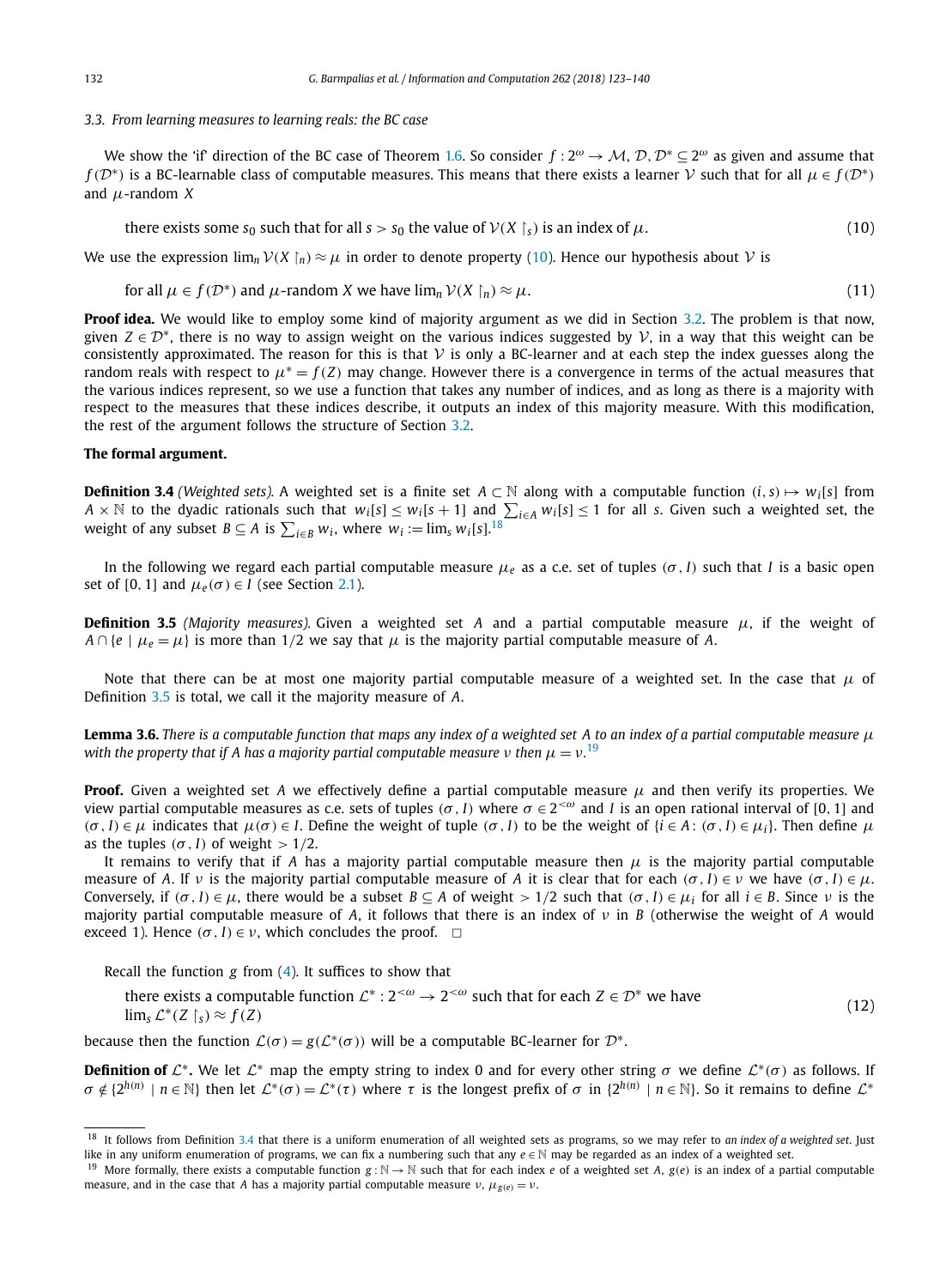### 3.3. From learning measures to learning reals: the BC case

We show the 'if' direction of the BC case of Theorem 1.6. So consider $f : 2^\omega \to \mathcal{M}$, $\mathcal{D}, \mathcal{D}^* \subseteq 2^\omega$ as given and assume that $f(\mathcal{D}^*)$ is a BC-learnable class of computable measures. This means that there exists a learner $\mathcal{V}$ such that for all $\mu \in f(\mathcal{D}^*)$ and $\mu$-random $X$

$$\text{there exists some } s_0 \text{ such that for all } s > s_0 \text{ the value of } \mathcal{V}(X \upharpoonright_s) \text{ is an index of } \mu. \tag{10}$$

We use the expression $\lim_n \mathcal{V}(X \upharpoonright_n) \approx \mu$ in order to denote property (10). Hence our hypothesis about $\mathcal{V}$ is

$$\text{for all } \mu \in f(\mathcal{D}^*) \text{ and } \mu\text{-random } X \text{ we have } \lim_n \mathcal{V}(X \upharpoonright_n) \approx \mu. \tag{11}$$

**Proof idea.** We would like to employ some kind of majority argument as we did in Section 3.2. The problem is that now, given $Z \in \mathcal{D}^*$, there is no way to assign weight on the various indices suggested by $\mathcal{V}$, in a way that this weight can be consistently approximated. The reason for this is that $\mathcal{V}$ is only a BC-learner and at each step the index guesses along the random reals with respect to $\mu^* = f(Z)$ may change. However there is a convergence in terms of the actual measures that the various indices represent, so we use a function that takes any number of indices, and as long as there is a majority with respect to the measures that these indices describe, it outputs an index of this majority measure. With this modification, the rest of the argument follows the structure of Section 3.2.

**The formal argument.**

**Definition 3.4** *(Weighted sets).* A weighted set is a finite set $A \subset \mathbb{N}$ along with a computable function $(i, s) \mapsto w_i[s]$ from $A \times \mathbb{N}$ to the dyadic rationals such that $w_i[s] \le w_i[s+1]$ and $\sum_{i \in A} w_i[s] \le 1$ for all $s$. Given such a weighted set, the weight of any subset $B \subseteq A$ is $\sum_{i \in B} w_i$, where $w_i := \lim_s w_i[s]$.[18]

In the following we regard each partial computable measure $\mu_e$ as a c.e. set of tuples $(\sigma, I)$ such that $I$ is a basic open set of $[0, 1]$ and $\mu_e(\sigma) \in I$ (see Section 2.1).

**Definition 3.5** *(Majority measures).* Given a weighted set $A$ and a partial computable measure $\mu$, if the weight of $A \cap \{e \mid \mu_e = \mu\}$ is more than $1/2$ we say that $\mu$ is the majority partial computable measure of $A$.

Note that there can be at most one majority partial computable measure of a weighted set. In the case that $\mu$ of Definition 3.5 is total, we call it the majority measure of $A$.

**Lemma 3.6.** *There is a computable function that maps any index of a weighted set $A$ to an index of a partial computable measure $\mu$ with the property that if $A$ has a majority partial computable measure $\nu$ then $\mu = \nu$.*[19]

**Proof.** Given a weighted set $A$ we effectively define a partial computable measure $\mu$ and then verify its properties. We view partial computable measures as c.e. sets of tuples $(\sigma, I)$ where $\sigma \in 2^{<\omega}$ and $I$ is an open rational interval of $[0, 1]$ and $(\sigma, I) \in \mu$ indicates that $\mu(\sigma) \in I$. Define the weight of tuple $(\sigma, I)$ to be the weight of $\{i \in A : (\sigma, I) \in \mu_i\}$. Then define $\mu$ as the tuples $(\sigma, I)$ of weight $> 1/2$.

It remains to verify that if $A$ has a majority partial computable measure then $\mu$ is the majority partial computable measure of $A$. If $\nu$ is the majority partial computable measure of $A$ it is clear that for each $(\sigma, I) \in \nu$ we have $(\sigma, I) \in \mu$. Conversely, if $(\sigma, I) \in \mu$, there would be a subset $B \subseteq A$ of weight $> 1/2$ such that $(\sigma, I) \in \mu_i$ for all $i \in B$. Since $\nu$ is the majority partial computable measure of $A$, it follows that there is an index of $\nu$ in $B$ (otherwise the weight of $A$ would exceed 1). Hence $(\sigma, I) \in \nu$, which concludes the proof. $\square$

Recall the function $g$ from (4). It suffices to show that

$$\text{there exists a computable function } \mathcal{L}^* : 2^{<\omega} \to 2^{<\omega} \text{ such that for each } Z \in \mathcal{D}^* \text{ we have } \lim_s \mathcal{L}^*(Z \upharpoonright_s) \approx f(Z) \tag{12}$$

because then the function $\mathcal{L}(\sigma) = g(\mathcal{L}^*(\sigma))$ will be a computable BC-learner for $\mathcal{D}^*$.

**Definition of $\mathcal{L}^*$.** We let $\mathcal{L}^*$ map the empty string to index 0 and for every other string $\sigma$ we define $\mathcal{L}^*(\sigma)$ as follows. If $\sigma \notin \{2^{h(n)} \mid n \in \mathbb{N}\}$ then let $\mathcal{L}^*(\sigma) = \mathcal{L}^*(\tau)$ where $\tau$ is the longest prefix of $\sigma$ in $\{2^{h(n)} \mid n \in \mathbb{N}\}$. So it remains to define $\mathcal{L}^*$

[18] It follows from Definition 3.4 that there is a uniform enumeration of all weighted sets as programs, so we may refer to *an index of a weighted set*. Just like in any uniform enumeration of programs, we can fix a numbering such that any $e \in \mathbb{N}$ may be regarded as an index of a weighted set.

[19] More formally, there exists a computable function $g : \mathbb{N} \to \mathbb{N}$ such that for each index $e$ of a weighted set $A$, $g(e)$ is an index of a partial computable measure, and in the case that $A$ has a majority partial computable measure $\nu$, $\mu_{g(e)} = \nu$.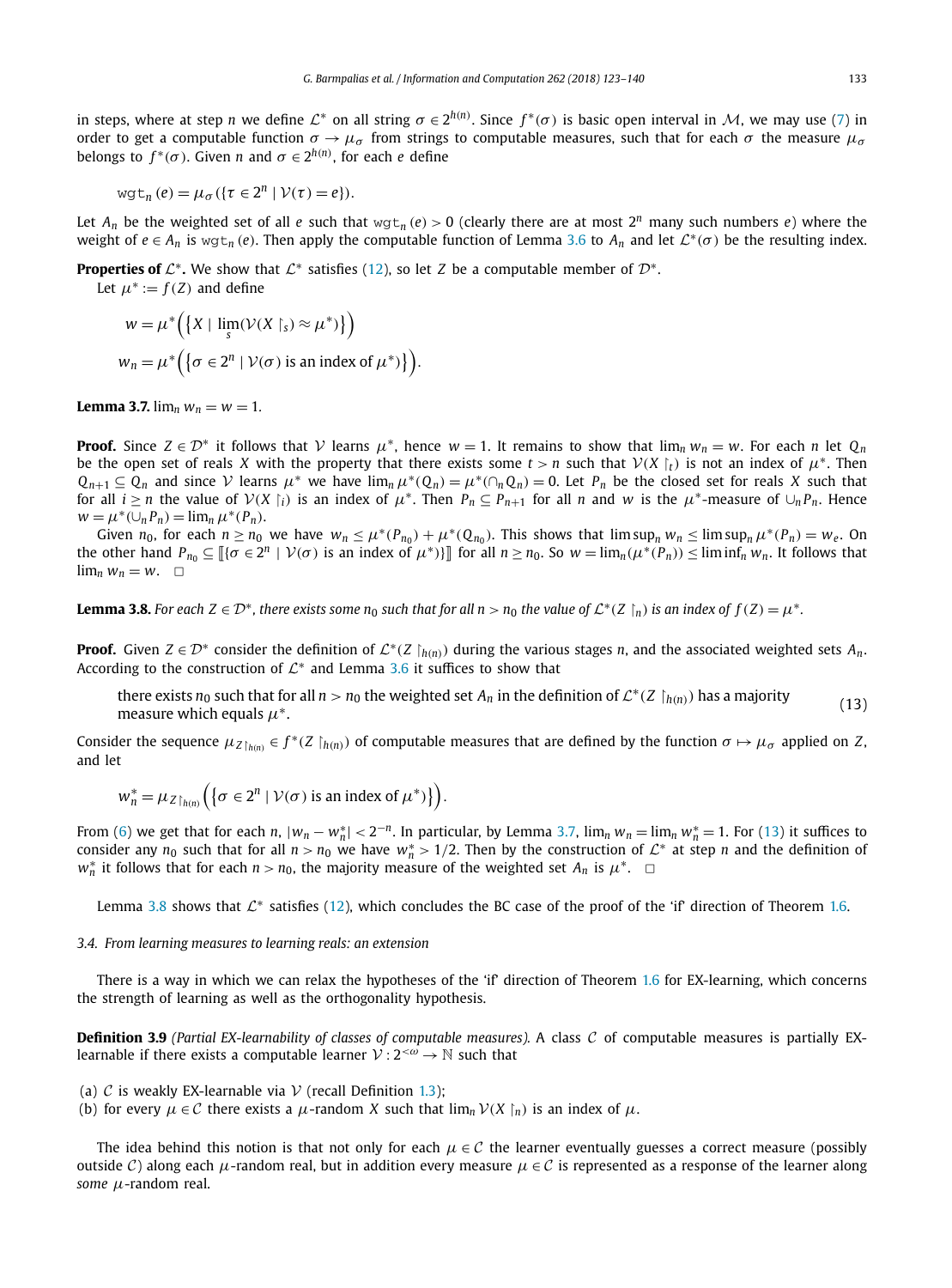in steps, where at step $n$ we define $\mathcal{L}^*$ on all string $\sigma \in 2^{h(n)}$. Since $f^*(\sigma)$ is basic open interval in $\mathcal{M}$, we may use (7) in order to get a computable function $\sigma \to \mu_\sigma$ from strings to computable measures, such that for each $\sigma$ the measure $\mu_\sigma$ belongs to $f^*(\sigma)$. Given $n$ and $\sigma \in 2^{h(n)}$, for each $e$ define

$$\mathtt{wgt}_n(e) = \mu_\sigma(\{\tau \in 2^n \mid \mathcal{V}(\tau) = e\}).$$

Let $A_n$ be the weighted set of all $e$ such that $\mathtt{wgt}_n(e) > 0$ (clearly there are at most $2^n$ many such numbers $e$) where the weight of $e \in A_n$ is $\mathtt{wgt}_n(e)$. Then apply the computable function of Lemma 3.6 to $A_n$ and let $\mathcal{L}^*(\sigma)$ be the resulting index.

**Properties of $\mathcal{L}^*$.** We show that $\mathcal{L}^*$ satisfies (12), so let $Z$ be a computable member of $\mathcal{D}^*$.

Let $\mu^* := f(Z)$ and define

$$w = \mu^*\Big(\big\{X \mid \lim_s(\mathcal{V}(X\upharpoonright_s) \approx \mu^*)\big\}\Big)$$
$$w_n = \mu^*\Big(\big\{\sigma \in 2^n \mid \mathcal{V}(\sigma) \text{ is an index of } \mu^*\big\}\Big).$$

**Lemma 3.7.** $\lim_n w_n = w = 1$.

**Proof.** Since $Z \in \mathcal{D}^*$ it follows that $\mathcal{V}$ learns $\mu^*$, hence $w = 1$. It remains to show that $\lim_n w_n = w$. For each $n$ let $Q_n$ be the open set of reals $X$ with the property that there exists some $t > n$ such that $\mathcal{V}(X\upharpoonright_t)$ is not an index of $\mu^*$. Then $Q_{n+1} \subseteq Q_n$ and since $\mathcal{V}$ learns $\mu^*$ we have $\lim_n \mu^*(Q_n) = \mu^*(\cap_n Q_n) = 0$. Let $P_n$ be the closed set for reals $X$ such that for all $i \geq n$ the value of $\mathcal{V}(X\upharpoonright_i)$ is an index of $\mu^*$. Then $P_n \subseteq P_{n+1}$ for all $n$ and $w$ is the $\mu^*$-measure of $\cup_n P_n$. Hence $w = \mu^*(\cup_n P_n) = \lim_n \mu^*(P_n)$.

Given $n_0$, for each $n \geq n_0$ we have $w_n \leq \mu^*(P_{n_0}) + \mu^*(Q_{n_0})$. This shows that $\limsup_n w_n \leq \limsup_n \mu^*(P_n) = w_e$. On the other hand $P_{n_0} \subseteq [\![\{\sigma \in 2^n \mid \mathcal{V}(\sigma) \text{ is an index of } \mu^*\}]\!]$ for all $n \geq n_0$. So $w = \lim_n(\mu^*(P_n)) \leq \liminf_n w_n$. It follows that $\lim_n w_n = w$. $\square$

**Lemma 3.8.** *For each $Z \in \mathcal{D}^*$, there exists some $n_0$ such that for all $n > n_0$ the value of $\mathcal{L}^*(Z\upharpoonright_n)$ is an index of $f(Z) = \mu^*$.*

**Proof.** Given $Z \in \mathcal{D}^*$ consider the definition of $\mathcal{L}^*(Z\upharpoonright_{h(n)})$ during the various stages $n$, and the associated weighted sets $A_n$. According to the construction of $\mathcal{L}^*$ and Lemma 3.6 it suffices to show that

there exists $n_0$ such that for all $n > n_0$ the weighted set $A_n$ in the definition of $\mathcal{L}^*(Z\upharpoonright_{h(n)})$ has a majority measure which equals $\mu^*$. (13)

Consider the sequence $\mu_{Z\upharpoonright_{h(n)}} \in f^*(Z\upharpoonright_{h(n)})$ of computable measures that are defined by the function $\sigma \mapsto \mu_\sigma$ applied on $Z$, and let

$$w_n^* = \mu_{Z\upharpoonright_{h(n)}}\Big(\big\{\sigma \in 2^n \mid \mathcal{V}(\sigma) \text{ is an index of } \mu^*\big\}\Big).$$

From (6) we get that for each $n$, $|w_n - w_n^*| < 2^{-n}$. In particular, by Lemma 3.7, $\lim_n w_n = \lim_n w_n^* = 1$. For (13) it suffices to consider any $n_0$ such that for all $n > n_0$ we have $w_n^* > 1/2$. Then by the construction of $\mathcal{L}^*$ at step $n$ and the definition of $w_n^*$ it follows that for each $n > n_0$, the majority measure of the weighted set $A_n$ is $\mu^*$. $\square$

Lemma 3.8 shows that $\mathcal{L}^*$ satisfies (12), which concludes the BC case of the proof of the 'if' direction of Theorem 1.6.

### 3.4. From learning measures to learning reals: an extension

There is a way in which we can relax the hypotheses of the 'if' direction of Theorem 1.6 for EX-learning, which concerns the strength of learning as well as the orthogonality hypothesis.

**Definition 3.9** *(Partial EX-learnability of classes of computable measures).* A class $\mathcal{C}$ of computable measures is partially EX-learnable if there exists a computable learner $\mathcal{V} : 2^{<\omega} \to \mathbb{N}$ such that

(a) $\mathcal{C}$ is weakly EX-learnable via $\mathcal{V}$ (recall Definition 1.3);
(b) for every $\mu \in \mathcal{C}$ there exists a $\mu$-random $X$ such that $\lim_n \mathcal{V}(X\upharpoonright_n)$ is an index of $\mu$.

The idea behind this notion is that not only for each $\mu \in \mathcal{C}$ the learner eventually guesses a correct measure (possibly outside $\mathcal{C}$) along each $\mu$-random real, but in addition every measure $\mu \in \mathcal{C}$ is represented as a response of the learner along *some* $\mu$-random real.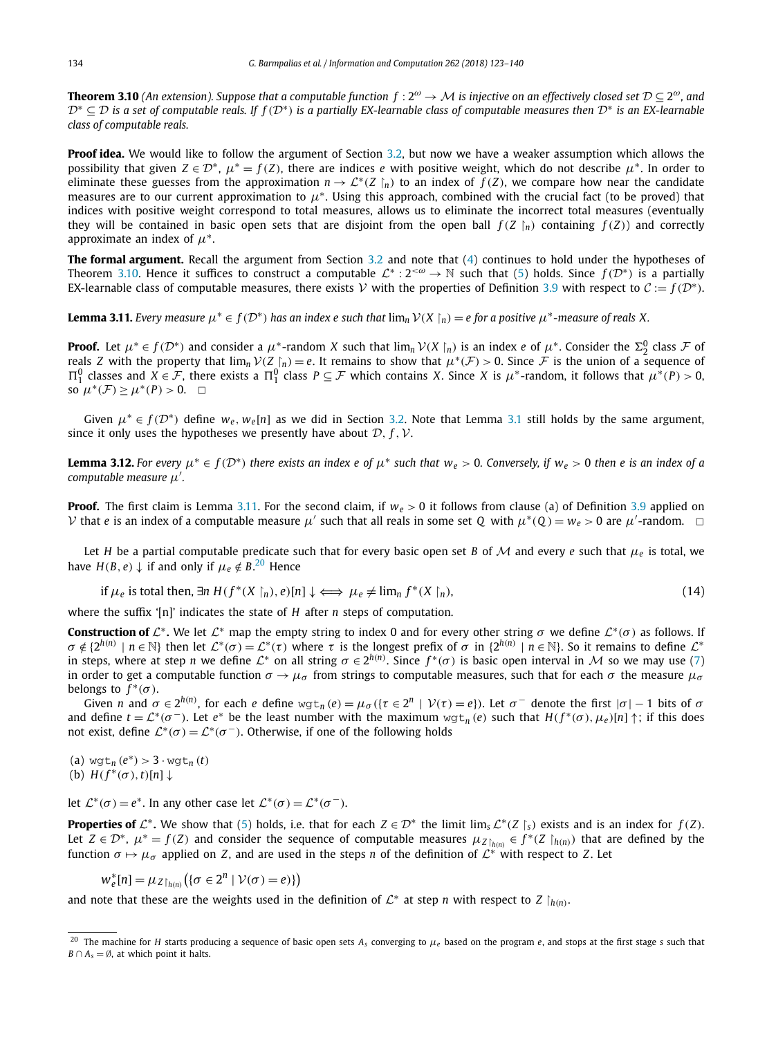**Theorem 3.10** *(An extension). Suppose that a computable function $f : 2^\omega \to \mathcal{M}$ is injective on an effectively closed set $\mathcal{D} \subseteq 2^\omega$, and $\mathcal{D}^* \subseteq \mathcal{D}$ is a set of computable reals. If $f(\mathcal{D}^*)$ is a partially EX-learnable class of computable measures then $\mathcal{D}^*$ is an EX-learnable class of computable reals.*

**Proof idea.** We would like to follow the argument of Section 3.2, but now we have a weaker assumption which allows the possibility that given $Z \in \mathcal{D}^*$, $\mu^* = f(Z)$, there are indices $e$ with positive weight, which do not describe $\mu^*$. In order to eliminate these guesses from the approximation $n \to \mathcal{L}^*(Z \upharpoonright_n)$ to an index of $f(Z)$, we compare how near the candidate measures are to our current approximation to $\mu^*$. Using this approach, combined with the crucial fact (to be proved) that indices with positive weight correspond to total measures, allows us to eliminate the incorrect total measures (eventually they will be contained in basic open sets that are disjoint from the open ball $f(Z \upharpoonright_n)$ containing $f(Z)$) and correctly approximate an index of $\mu^*$.

**The formal argument.** Recall the argument from Section 3.2 and note that (4) continues to hold under the hypotheses of Theorem 3.10. Hence it suffices to construct a computable $\mathcal{L}^* : 2^{<\omega} \to \mathbb{N}$ such that (5) holds. Since $f(\mathcal{D}^*)$ is a partially EX-learnable class of computable measures, there exists $\mathcal{V}$ with the properties of Definition 3.9 with respect to $\mathcal{C} := f(\mathcal{D}^*)$.

**Lemma 3.11.** *Every measure $\mu^* \in f(\mathcal{D}^*)$ has an index $e$ such that $\lim_n \mathcal{V}(X \upharpoonright_n) = e$ for a positive $\mu^*$-measure of reals $X$.*

**Proof.** Let $\mu^* \in f(\mathcal{D}^*)$ and consider a $\mu^*$-random $X$ such that $\lim_n \mathcal{V}(X \upharpoonright_n)$ is an index $e$ of $\mu^*$. Consider the $\Sigma^0_2$ class $\mathcal{F}$ of reals $Z$ with the property that $\lim_n \mathcal{V}(Z \upharpoonright_n) = e$. It remains to show that $\mu^*(\mathcal{F}) > 0$. Since $\mathcal{F}$ is the union of a sequence of $\Pi^0_1$ classes and $X \in \mathcal{F}$, there exists a $\Pi^0_1$ class $P \subseteq \mathcal{F}$ which contains $X$. Since $X$ is $\mu^*$-random, it follows that $\mu^*(P) > 0$, so $\mu^*(\mathcal{F}) \geq \mu^*(P) > 0$. $\square$

Given $\mu^* \in f(\mathcal{D}^*)$ define $w_e, w_e[n]$ as we did in Section 3.2. Note that Lemma 3.1 still holds by the same argument, since it only uses the hypotheses we presently have about $\mathcal{D}, f, \mathcal{V}$.

**Lemma 3.12.** *For every $\mu^* \in f(\mathcal{D}^*)$ there exists an index $e$ of $\mu^*$ such that $w_e > 0$. Conversely, if $w_e > 0$ then $e$ is an index of a computable measure $\mu'$.*

**Proof.** The first claim is Lemma 3.11. For the second claim, if $w_e > 0$ it follows from clause (a) of Definition 3.9 applied on $\mathcal{V}$ that $e$ is an index of a computable measure $\mu'$ such that all reals in some set $Q$ with $\mu^*(Q) = w_e > 0$ are $\mu'$-random. $\square$

Let $H$ be a partial computable predicate such that for every basic open set $B$ of $\mathcal{M}$ and every $e$ such that $\mu_e$ is total, we have $H(B, e) \downarrow$ if and only if $\mu_e \notin B$.[20] Hence

$$\text{if } \mu_e \text{ is total then, } \exists n\ H(f^*(X \upharpoonright_n), e)[n] \downarrow \iff \mu_e \neq \lim_n f^*(X \upharpoonright_n), \tag{14}$$

where the suffix '[n]' indicates the state of $H$ after $n$ steps of computation.

**Construction of $\mathcal{L}^*$.** We let $\mathcal{L}^*$ map the empty string to index 0 and for every other string $\sigma$ we define $\mathcal{L}^*(\sigma)$ as follows. If $\sigma \notin \{2^{h(n)} \mid n \in \mathbb{N}\}$ then let $\mathcal{L}^*(\sigma) = \mathcal{L}^*(\tau)$ where $\tau$ is the longest prefix of $\sigma$ in $\{2^{h(n)} \mid n \in \mathbb{N}\}$. So it remains to define $\mathcal{L}^*$ in steps, where at step $n$ we define $\mathcal{L}^*$ on all string $\sigma \in 2^{h(n)}$. Since $f^*(\sigma)$ is basic open interval in $\mathcal{M}$ so we may use (7) in order to get a computable function $\sigma \to \mu_\sigma$ from strings to computable measures, such that for each $\sigma$ the measure $\mu_\sigma$ belongs to $f^*(\sigma)$.

Given $n$ and $\sigma \in 2^{h(n)}$, for each $e$ define $\mathtt{wgt}_n(e) = \mu_\sigma(\{\tau \in 2^n \mid \mathcal{V}(\tau) = e\})$. Let $\sigma^-$ denote the first $|\sigma| - 1$ bits of $\sigma$ and define $t = \mathcal{L}^*(\sigma^-)$. Let $e^*$ be the least number with the maximum $\mathtt{wgt}_n(e)$ such that $H(f^*(\sigma), \mu_e)[n] \uparrow$; if this does not exist, define $\mathcal{L}^*(\sigma) = \mathcal{L}^*(\sigma^-)$. Otherwise, if one of the following holds

(a) $\mathtt{wgt}_n(e^*) > 3 \cdot \mathtt{wgt}_n(t)$
(b) $H(f^*(\sigma), t)[n] \downarrow$

let $\mathcal{L}^*(\sigma) = e^*$. In any other case let $\mathcal{L}^*(\sigma) = \mathcal{L}^*(\sigma^-)$.

**Properties of $\mathcal{L}^*$.** We show that (5) holds, i.e. that for each $Z \in \mathcal{D}^*$ the limit $\lim_s \mathcal{L}^*(Z \upharpoonright_s)$ exists and is an index for $f(Z)$. Let $Z \in \mathcal{D}^*$, $\mu^* = f(Z)$ and consider the sequence of computable measures $\mu_{Z \upharpoonright_{h(n)}} \in f^*(Z \upharpoonright_{h(n)})$ that are defined by the function $\sigma \mapsto \mu_\sigma$ applied on $Z$, and are used in the steps $n$ of the definition of $\mathcal{L}^*$ with respect to $Z$. Let

$$w^*_e[n] = \mu_{Z \upharpoonright_{h(n)}}\left(\{\sigma \in 2^n \mid \mathcal{V}(\sigma) = e)\}\right)$$

and note that these are the weights used in the definition of $\mathcal{L}^*$ at step $n$ with respect to $Z \upharpoonright_{h(n)}$.

[20] The machine for $H$ starts producing a sequence of basic open sets $A_s$ converging to $\mu_e$ based on the program $e$, and stops at the first stage $s$ such that $B \cap A_s = \emptyset$, at which point it halts.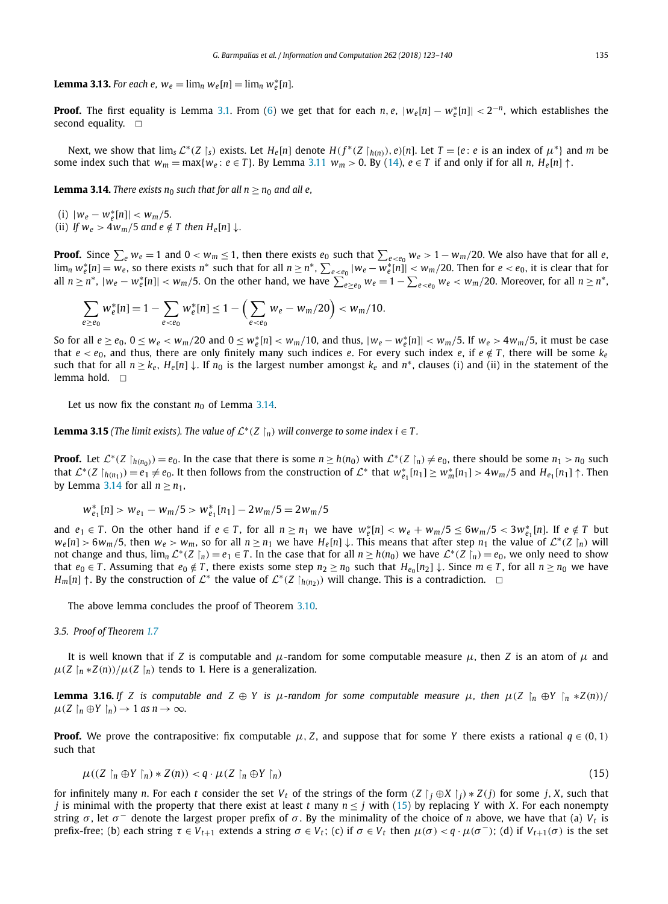**Lemma 3.13.** *For each $e$, $w_e = \lim_n w_e[n] = \lim_n w^*_e[n]$.*

**Proof.** The first equality is Lemma 3.1. From (6) we get that for each $n, e$, $|w_e[n] - w^*_e[n]| < 2^{-n}$, which establishes the second equality. $\square$

Next, we show that $\lim_s \mathcal{L}^*(Z\upharpoonright_s)$ exists. Let $H_e[n]$ denote $H(f^*(Z\upharpoonright_{h(n)}), e)[n]$. Let $T = \{e : e \text{ is an index of } \mu^*\}$ and $m$ be some index such that $w_m = \max\{w_e : e \in T\}$. By Lemma 3.11 $w_m > 0$. By (14), $e \in T$ if and only if for all $n$, $H_e[n]\uparrow$.

**Lemma 3.14.** *There exists $n_0$ such that for all $n \geq n_0$ and all $e$,*

(i) $|w_e - w^*_e[n]| < w_m/5$.
(ii) *If $w_e > 4w_m/5$ and $e \notin T$ then $H_e[n]\downarrow$.*

**Proof.** Since $\sum_e w_e = 1$ and $0 < w_m \leq 1$, then there exists $e_0$ such that $\sum_{e<e_0} w_e > 1 - w_m/20$. We also have that for all $e$, $\lim_n w^*_e[n] = w_e$, so there exists $n^*$ such that for all $n \geq n^*$, $\sum_{e<e_0} |w_e - w^*_e[n]| < w_m/20$. Then for $e < e_0$, it is clear that for all $n \geq n^*$, $|w_e - w^*_e[n]| < w_m/5$. On the other hand, we have $\sum_{e \geq e_0} w_e = 1 - \sum_{e<e_0} w_e < w_m/20$. Moreover, for all $n \geq n^*$,

$$\sum_{e \geq e_0} w^*_e[n] = 1 - \sum_{e<e_0} w^*_e[n] \leq 1 - \Big(\sum_{e<e_0} w_e - w_m/20\Big) < w_m/10.$$

So for all $e \geq e_0$, $0 \leq w_e < w_m/20$ and $0 \leq w^*_e[n] < w_m/10$, and thus, $|w_e - w^*_e[n]| < w_m/5$. If $w_e > 4w_m/5$, it must be case that $e < e_0$, and thus, there are only finitely many such indices $e$. For every such index $e$, if $e \notin T$, there will be some $k_e$ such that for all $n \geq k_e$, $H_e[n]\downarrow$. If $n_0$ is the largest number amongst $k_e$ and $n^*$, clauses (i) and (ii) in the statement of the lemma hold. $\square$

Let us now fix the constant $n_0$ of Lemma 3.14.

**Lemma 3.15** *(The limit exists). The value of $\mathcal{L}^*(Z\upharpoonright_n)$ will converge to some index $i \in T$.*

**Proof.** Let $\mathcal{L}^*(Z\upharpoonright_{h(n_0)}) = e_0$. In the case that there is some $n \geq h(n_0)$ with $\mathcal{L}^*(Z\upharpoonright_n) \neq e_0$, there should be some $n_1 > n_0$ such that $\mathcal{L}^*(Z\upharpoonright_{h(n_1)}) = e_1 \neq e_0$. It then follows from the construction of $\mathcal{L}^*$ that $w^*_{e_1}[n_1] \geq w^*_m[n_1] > 4w_m/5$ and $H_{e_1}[n_1]\uparrow$. Then by Lemma 3.14 for all $n \geq n_1$,

$$w^*_{e_1}[n] > w_{e_1} - w_m/5 > w^*_{e_1}[n_1] - 2w_m/5 = 2w_m/5$$

and $e_1 \in T$. On the other hand if $e \in T$, for all $n \geq n_1$ we have $w^*_e[n] < w_e + w_m/5 \leq 6w_m/5 < 3w^*_{e_1}[n]$. If $e \notin T$ but $w_e[n] > 6w_m/5 > w_m$, so for all $n \geq n_1$ we have $H_e[n]\downarrow$. This means that after step $n_1$ the value of $\mathcal{L}^*(Z\upharpoonright_n)$ will not change and thus, $\lim_n \mathcal{L}^*(Z\upharpoonright_n) = e_1 \in T$. In the case that for all $n \geq h(n_0)$ we have $\mathcal{L}^*(Z\upharpoonright_n) = e_0$, we only need to show that $e_0 \in T$. Assuming that $e_0 \notin T$, there exists some step $n_2 \geq n_0$ such that $H_{e_0}[n_2]\downarrow$. Since $m \in T$, for all $n \geq n_0$ we have $H_m[n]\uparrow$. By the construction of $\mathcal{L}^*$ the value of $\mathcal{L}^*(Z\upharpoonright_{h(n_2)})$ will change. This is a contradiction. $\square$

The above lemma concludes the proof of Theorem 3.10.

### 3.5. Proof of Theorem 1.7

It is well known that if $Z$ is computable and $\mu$-random for some computable measure $\mu$, then $Z$ is an atom of $\mu$ and $\mu(Z\upharpoonright_n * Z(n))/\mu(Z\upharpoonright_n)$ tends to 1. Here is a generalization.

**Lemma 3.16.** *If $Z$ is computable and $Z \oplus Y$ is $\mu$-random for some computable measure $\mu$, then $\mu(Z\upharpoonright_n \oplus Y\upharpoonright_n * Z(n))/\mu(Z\upharpoonright_n \oplus Y\upharpoonright_n) \to 1$ as $n \to \infty$.*

**Proof.** We prove the contrapositive: fix computable $\mu, Z$, and suppose that for some $Y$ there exists a rational $q \in (0, 1)$ such that

$$\mu((Z\upharpoonright_n \oplus Y\upharpoonright_n) * Z(n)) < q \cdot \mu(Z\upharpoonright_n \oplus Y\upharpoonright_n) \tag{15}$$

for infinitely many $n$. For each $t$ consider the set $V_t$ of the strings of the form $(Z\upharpoonright_j \oplus X\upharpoonright_j) * Z(j)$ for some $j, X$, such that $j$ is minimal with the property that there exist at least $t$ many $n \leq j$ with (15) by replacing $Y$ with $X$. For each nonempty string $\sigma$, let $\sigma^-$ denote the largest proper prefix of $\sigma$. By the minimality of the choice of $n$ above, we have that (a) $V_t$ is prefix-free; (b) each string $\tau \in V_{t+1}$ extends a string $\sigma \in V_t$; (c) if $\sigma \in V_t$ then $\mu(\sigma) < q \cdot \mu(\sigma^-)$; (d) if $V_{t+1}(\sigma)$ is the set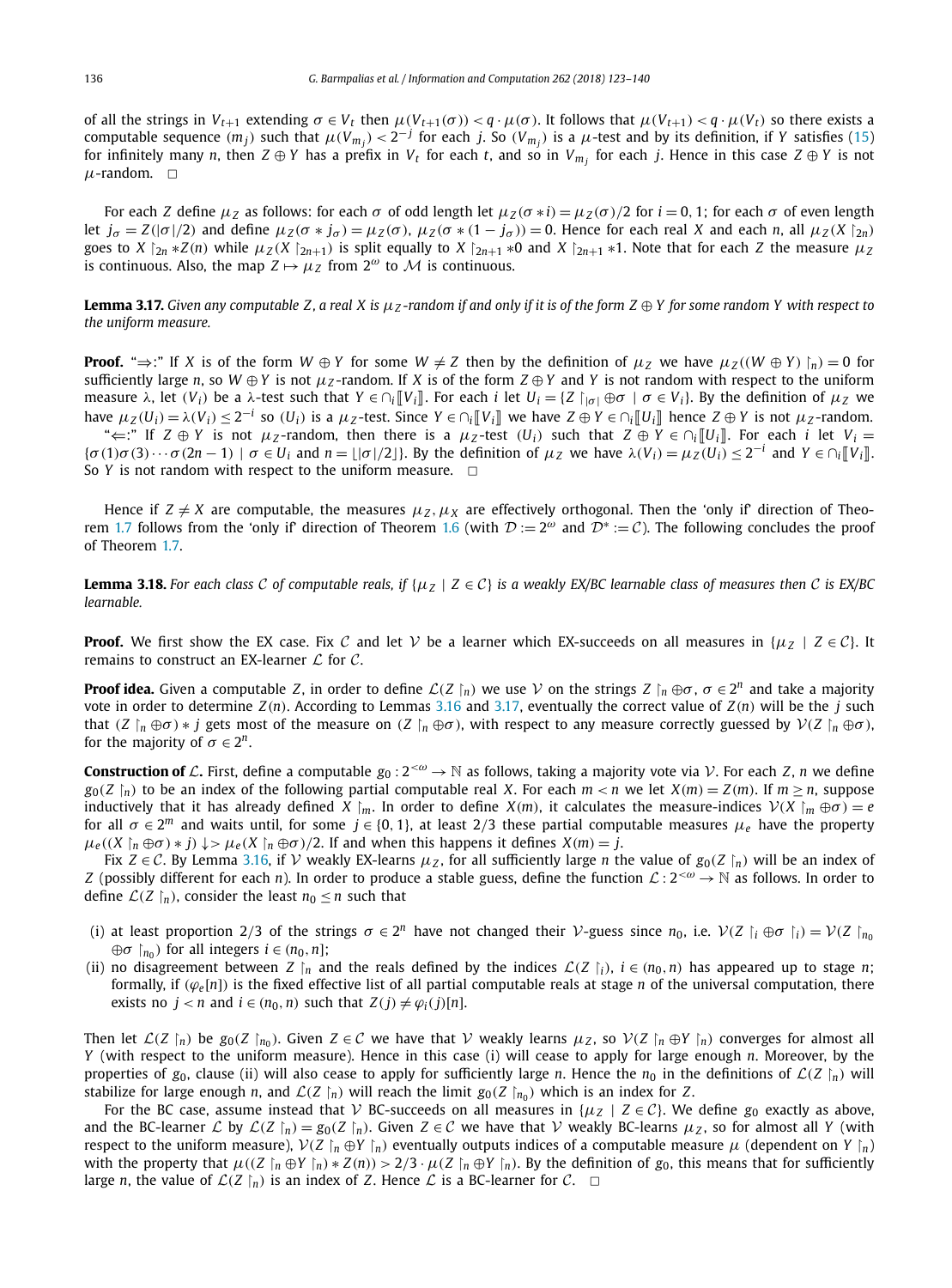of all the strings in $V_{t+1}$ extending $\sigma \in V_t$ then $\mu(V_{t+1}(\sigma)) < q \cdot \mu(\sigma)$. It follows that $\mu(V_{t+1}) < q \cdot \mu(V_t)$ so there exists a computable sequence $(m_j)$ such that $\mu(V_{m_j}) < 2^{-j}$ for each $j$. So $(V_{m_j})$ is a $\mu$-test and by its definition, if $Y$ satisfies (15) for infinitely many $n$, then $Z \oplus Y$ has a prefix in $V_t$ for each $t$, and so in $V_{m_j}$ for each $j$. Hence in this case $Z \oplus Y$ is not $\mu$-random. □

For each $Z$ define $\mu_Z$ as follows: for each $\sigma$ of odd length let $\mu_Z(\sigma * i) = \mu_Z(\sigma)/2$ for $i = 0, 1$; for each $\sigma$ of even length let $j_\sigma = Z(|\sigma|/2)$ and define $\mu_Z(\sigma * j_\sigma) = \mu_Z(\sigma)$, $\mu_Z(\sigma * (1 - j_\sigma)) = 0$. Hence for each real $X$ and each $n$, all $\mu_Z(X \upharpoonright_{2n})$ goes to $X \upharpoonright_{2n} * Z(n)$ while $\mu_Z(X \upharpoonright_{2n+1})$ is split equally to $X \upharpoonright_{2n+1} * 0$ and $X \upharpoonright_{2n+1} * 1$. Note that for each $Z$ the measure $\mu_Z$ is continuous. Also, the map $Z \mapsto \mu_Z$ from $2^\omega$ to $\mathcal{M}$ is continuous.

**Lemma 3.17.** *Given any computable $Z$, a real $X$ is $\mu_Z$-random if and only if it is of the form $Z \oplus Y$ for some random $Y$ with respect to the uniform measure.*

**Proof.** "⇒:" If $X$ is of the form $W \oplus Y$ for some $W \neq Z$ then by the definition of $\mu_Z$ we have $\mu_Z((W \oplus Y) \upharpoonright_n) = 0$ for sufficiently large $n$, so $W \oplus Y$ is not $\mu_Z$-random. If $X$ is of the form $Z \oplus Y$ and $Y$ is not random with respect to the uniform measure $\lambda$, let $(V_i)$ be a $\lambda$-test such that $Y \in \cap_i [\![V_i]\!]$. For each $i$ let $U_i = \{Z \upharpoonright_{|\sigma|} \oplus \sigma \mid \sigma \in V_i\}$. By the definition of $\mu_Z$ we have $\mu_Z(U_i) = \lambda(V_i) \le 2^{-i}$ so $(U_i)$ is a $\mu_Z$-test. Since $Y \in \cap_i [\![V_i]\!]$ we have $Z \oplus Y \in \cap_i [\![U_i]\!]$ hence $Z \oplus Y$ is not $\mu_Z$-random.

"⇐:" If $Z \oplus Y$ is not $\mu_Z$-random, then there is a $\mu_Z$-test $(U_i)$ such that $Z \oplus Y \in \cap_i [\![U_i]\!]$. For each $i$ let $V_i = \{\sigma(1)\sigma(3) \cdots \sigma(2n-1) \mid \sigma \in U_i \text{ and } n = \lfloor |\sigma|/2 \rfloor\}$. By the definition of $\mu_Z$ we have $\lambda(V_i) = \mu_Z(U_i) \le 2^{-i}$ and $Y \in \cap_i [\![V_i]\!]$. So $Y$ is not random with respect to the uniform measure. □

Hence if $Z \neq X$ are computable, the measures $\mu_Z, \mu_X$ are effectively orthogonal. Then the 'only if' direction of Theorem 1.7 follows from the 'only if' direction of Theorem 1.6 (with $\mathcal{D} := 2^\omega$ and $\mathcal{D}^* := \mathcal{C}$). The following concludes the proof of Theorem 1.7.

**Lemma 3.18.** *For each class $\mathcal{C}$ of computable reals, if $\{\mu_Z \mid Z \in \mathcal{C}\}$ is a weakly EX/BC learnable class of measures then $\mathcal{C}$ is EX/BC learnable.*

**Proof.** We first show the EX case. Fix $\mathcal{C}$ and let $\mathcal{V}$ be a learner which EX-succeeds on all measures in $\{\mu_Z \mid Z \in \mathcal{C}\}$. It remains to construct an EX-learner $\mathcal{L}$ for $\mathcal{C}$.

**Proof idea.** Given a computable $Z$, in order to define $\mathcal{L}(Z \upharpoonright_n)$ we use $\mathcal{V}$ on the strings $Z \upharpoonright_n \oplus \sigma$, $\sigma \in 2^n$ and take a majority vote in order to determine $Z(n)$. According to Lemmas 3.16 and 3.17, eventually the correct value of $Z(n)$ will be the $j$ such that $(Z \upharpoonright_n \oplus \sigma) * j$ gets most of the measure on $(Z \upharpoonright_n \oplus \sigma)$, with respect to any measure correctly guessed by $\mathcal{V}(Z \upharpoonright_n \oplus \sigma)$, for the majority of $\sigma \in 2^n$.

**Construction of $\mathcal{L}$.** First, define a computable $g_0 : 2^{<\omega} \to \mathbb{N}$ as follows, taking a majority vote via $\mathcal{V}$. For each $Z, n$ we define $g_0(Z \upharpoonright_n)$ to be an index of the following partial computable real $X$. For each $m < n$ we let $X(m) = Z(m)$. If $m \ge n$, suppose inductively that it has already defined $X \upharpoonright_m$. In order to define $X(m)$, it calculates the measure-indices $\mathcal{V}(X \upharpoonright_m \oplus \sigma) = e$ for all $\sigma \in 2^m$ and waits until, for some $j \in \{0, 1\}$, at least 2/3 these partial computable measures $\mu_e$ have the property $\mu_e((X \upharpoonright_n \oplus \sigma) * j) \downarrow > \mu_e(X \upharpoonright_n \oplus \sigma)/2$. If and when this happens it defines $X(m) = j$.

Fix $Z \in \mathcal{C}$. By Lemma 3.16, if $\mathcal{V}$ weakly EX-learns $\mu_Z$, for all sufficiently large $n$ the value of $g_0(Z \upharpoonright_n)$ will be an index of $Z$ (possibly different for each $n$). In order to produce a stable guess, define the function $\mathcal{L} : 2^{<\omega} \to \mathbb{N}$ as follows. In order to define $\mathcal{L}(Z \upharpoonright_n)$, consider the least $n_0 \le n$ such that

(i) at least proportion 2/3 of the strings $\sigma \in 2^n$ have not changed their $\mathcal{V}$-guess since $n_0$, i.e. $\mathcal{V}(Z \upharpoonright_i \oplus \sigma \upharpoonright_i) = \mathcal{V}(Z \upharpoonright_{n_0} \oplus \sigma \upharpoonright_{n_0})$ for all integers $i \in (n_0, n]$;

(ii) no disagreement between $Z \upharpoonright_n$ and the reals defined by the indices $\mathcal{L}(Z \upharpoonright_i)$, $i \in (n_0, n)$ has appeared up to stage $n$; formally, if $(\varphi_e[n])$ is the fixed effective list of all partial computable reals at stage $n$ of the universal computation, there exists no $j < n$ and $i \in (n_0, n)$ such that $Z(j) \neq \varphi_i(j)[n]$.

Then let $\mathcal{L}(Z \upharpoonright_n)$ be $g_0(Z \upharpoonright_{n_0})$. Given $Z \in \mathcal{C}$ we have that $\mathcal{V}$ weakly learns $\mu_Z$, so $\mathcal{V}(Z \upharpoonright_n \oplus Y \upharpoonright_n)$ converges for almost all $Y$ (with respect to the uniform measure). Hence in this case (i) will cease to apply for large enough $n$. Moreover, by the properties of $g_0$, clause (ii) will also cease to apply for sufficiently large $n$. Hence the $n_0$ in the definitions of $\mathcal{L}(Z \upharpoonright_n)$ will stabilize for large enough $n$, and $\mathcal{L}(Z \upharpoonright_n)$ will reach the limit $g_0(Z \upharpoonright_{n_0})$ which is an index for $Z$.

For the BC case, assume instead that $\mathcal{V}$ BC-succeeds on all measures in $\{\mu_Z \mid Z \in \mathcal{C}\}$. We define $g_0$ exactly as above, and the BC-learner $\mathcal{L}$ by $\mathcal{L}(Z \upharpoonright_n) = g_0(Z \upharpoonright_n)$. Given $Z \in \mathcal{C}$ we have that $\mathcal{V}$ weakly BC-learns $\mu_Z$, so for almost all $Y$ (with respect to the uniform measure), $\mathcal{V}(Z \upharpoonright_n \oplus Y \upharpoonright_n)$ eventually outputs indices of a computable measure $\mu$ (dependent on $Y \upharpoonright_n$) with the property that $\mu((Z \upharpoonright_n \oplus Y \upharpoonright_n) * Z(n)) > 2/3 \cdot \mu(Z \upharpoonright_n \oplus Y \upharpoonright_n)$. By the definition of $g_0$, this means that for sufficiently large $n$, the value of $\mathcal{L}(Z \upharpoonright_n)$ is an index of $Z$. Hence $\mathcal{L}$ is a BC-learner for $\mathcal{C}$. □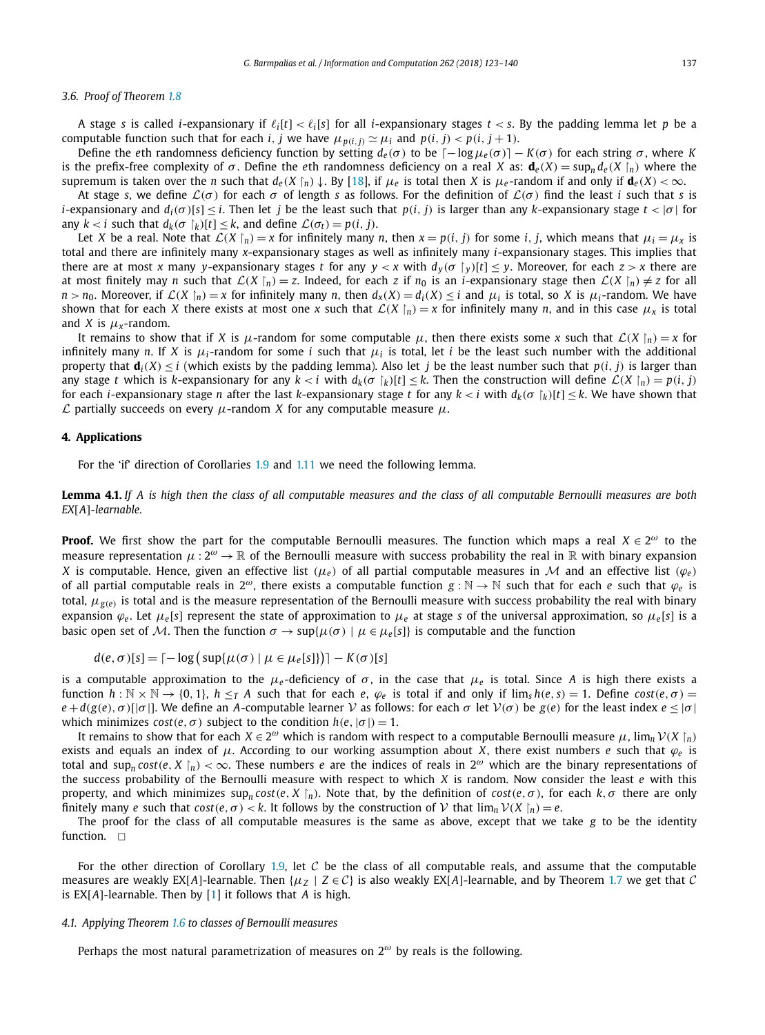### 3.6. Proof of Theorem 1.8

A stage $s$ is called $i$-expansionary if $\ell_i[t] < \ell_i[s]$ for all $i$-expansionary stages $t < s$. By the padding lemma let $p$ be a computable function such that for each $i, j$ we have $\mu_{p(i,j)} \simeq \mu_i$ and $p(i,j) < p(i, j+1)$.

Define the $e$th randomness deficiency function by setting $d_e(\sigma)$ to be $\lceil -\log \mu_e(\sigma) \rceil - K(\sigma)$ for each string $\sigma$, where $K$ is the prefix-free complexity of $\sigma$. Define the $e$th randomness deficiency on a real $X$ as: $\mathbf{d}_e(X) = \sup_n d_e(X \upharpoonright_n)$ where the supremum is taken over the $n$ such that $d_e(X \upharpoonright_n) \downarrow$. By [18], if $\mu_e$ is total then $X$ is $\mu_e$-random if and only if $\mathbf{d}_e(X) < \infty$.

At stage $s$, we define $\mathcal{L}(\sigma)$ for each $\sigma$ of length $s$ as follows. For the definition of $\mathcal{L}(\sigma)$ find the least $i$ such that $s$ is $i$-expansionary and $d_i(\sigma)[s] \le i$. Then let $j$ be the least such that $p(i,j)$ is larger than any $k$-expansionary stage $t < |\sigma|$ for any $k < i$ such that $d_k(\sigma \upharpoonright_k)[t] \le k$, and define $\mathcal{L}(\sigma_t) = p(i,j)$.

Let $X$ be a real. Note that $\mathcal{L}(X \upharpoonright_n) = x$ for infinitely many $n$, then $x = p(i,j)$ for some $i, j$, which means that $\mu_i = \mu_x$ is total and there are infinitely many $x$-expansionary stages as well as infinitely many $i$-expansionary stages. This implies that there are at most $x$ many $y$-expansionary stages $t$ for any $y < x$ with $d_y(\sigma \upharpoonright_y)[t] \le y$. Moreover, for each $z > x$ there are at most finitely may $n$ such that $\mathcal{L}(X \upharpoonright_n) = z$. Indeed, for each $z$ if $n_0$ is an $i$-expansionary stage then $\mathcal{L}(X \upharpoonright_n) \neq z$ for all $n > n_0$. Moreover, if $\mathcal{L}(X \upharpoonright_n) = x$ for infinitely many $n$, then $d_x(X) = d_i(X) \le i$ and $\mu_i$ is total, so $X$ is $\mu_i$-random. We have shown that for each $X$ there exists at most one $x$ such that $\mathcal{L}(X \upharpoonright_n) = x$ for infinitely many $n$, and in this case $\mu_x$ is total and $X$ is $\mu_x$-random.

It remains to show that if $X$ is $\mu$-random for some computable $\mu$, then there exists some $x$ such that $\mathcal{L}(X \upharpoonright_n) = x$ for infinitely many $n$. If $X$ is $\mu_i$-random for some $i$ such that $\mu_i$ is total, let $i$ be the least such number with the additional property that $\mathbf{d}_i(X) \le i$ (which exists by the padding lemma). Also let $j$ be the least number such that $p(i,j)$ is larger than any stage $t$ which is $k$-expansionary for any $k < i$ with $d_k(\sigma \upharpoonright_k)[t] \le k$. Then the construction will define $\mathcal{L}(X \upharpoonright_n) = p(i,j)$ for each $i$-expansionary stage $n$ after the last $k$-expansionary stage $t$ for any $k < i$ with $d_k(\sigma \upharpoonright_k)[t] \le k$. We have shown that $\mathcal{L}$ partially succeeds on every $\mu$-random $X$ for any computable measure $\mu$.

## 4. Applications

For the 'if' direction of Corollaries 1.9 and 1.11 we need the following lemma.

**Lemma 4.1.** *If $A$ is high then the class of all computable measures and the class of all computable Bernoulli measures are both EX[$A$]-learnable.*

**Proof.** We first show the part for the computable Bernoulli measures. The function which maps a real $X \in 2^\omega$ to the measure representation $\mu : 2^\omega \to \mathbb{R}$ of the Bernoulli measure with success probability the real in $\mathbb{R}$ with binary expansion $X$ is computable. Hence, given an effective list $(\mu_e)$ of all partial computable measures in $\mathcal{M}$ and an effective list $(\varphi_e)$ of all partial computable reals in $2^\omega$, there exists a computable function $g : \mathbb{N} \to \mathbb{N}$ such that for each $e$ such that $\varphi_e$ is total, $\mu_{g(e)}$ is total and is the measure representation of the Bernoulli measure with success probability the real with binary expansion $\varphi_e$. Let $\mu_e[s]$ represent the state of approximation to $\mu_e$ at stage $s$ of the universal approximation, so $\mu_e[s]$ is a basic open set of $\mathcal{M}$. Then the function $\sigma \to \sup\{\mu(\sigma) \mid \mu \in \mu_e[s]\}$ is computable and the function

$$d(e, \sigma)[s] = \lceil -\log\big(\sup\{\mu(\sigma) \mid \mu \in \mu_e[s]\}\big) \rceil - K(\sigma)[s]$$

is a computable approximation to the $\mu_e$-deficiency of $\sigma$, in the case that $\mu_e$ is total. Since $A$ is high there exists a function $h : \mathbb{N} \times \mathbb{N} \to \{0, 1\}$, $h \le_T A$ such that for each $e$, $\varphi_e$ is total if and only if $\lim_s h(e, s) = 1$. Define $cost(e, \sigma) = e + d(g(e), \sigma)[|\sigma|]$. We define an $A$-computable learner $\mathcal{V}$ as follows: for each $\sigma$ let $\mathcal{V}(\sigma)$ be $g(e)$ for the least index $e \le |\sigma|$ which minimizes $cost(e, \sigma)$ subject to the condition $h(e, |\sigma|) = 1$.

It remains to show that for each $X \in 2^\omega$ which is random with respect to a computable Bernoulli measure $\mu$, $\lim_n \mathcal{V}(X \upharpoonright_n)$ exists and equals an index of $\mu$. According to our working assumption about $X$, there exist numbers $e$ such that $\varphi_e$ is total and $\sup_n cost(e, X \upharpoonright_n) < \infty$. These numbers $e$ are the indices of reals in $2^\omega$ which are the binary representations of the success probability of the Bernoulli measure with respect to which $X$ is random. Now consider the least $e$ with this property, and which minimizes $\sup_n cost(e, X \upharpoonright_n)$. Note that, by the definition of $cost(e, \sigma)$, for each $k, \sigma$ there are only finitely many $e$ such that $cost(e, \sigma) < k$. It follows by the construction of $\mathcal{V}$ that $\lim_n \mathcal{V}(X \upharpoonright_n) = e$.

The proof for the class of all computable measures is the same as above, except that we take $g$ to be the identity function. $\square$

For the other direction of Corollary 1.9, let $\mathcal{C}$ be the class of all computable reals, and assume that the computable measures are weakly EX[$A$]-learnable. Then $\{\mu_Z \mid Z \in \mathcal{C}\}$ is also weakly EX[$A$]-learnable, and by Theorem 1.7 we get that $\mathcal{C}$ is EX[$A$]-learnable. Then by [1] it follows that $A$ is high.

### 4.1. Applying Theorem 1.6 to classes of Bernoulli measures

Perhaps the most natural parametrization of measures on $2^\omega$ by reals is the following.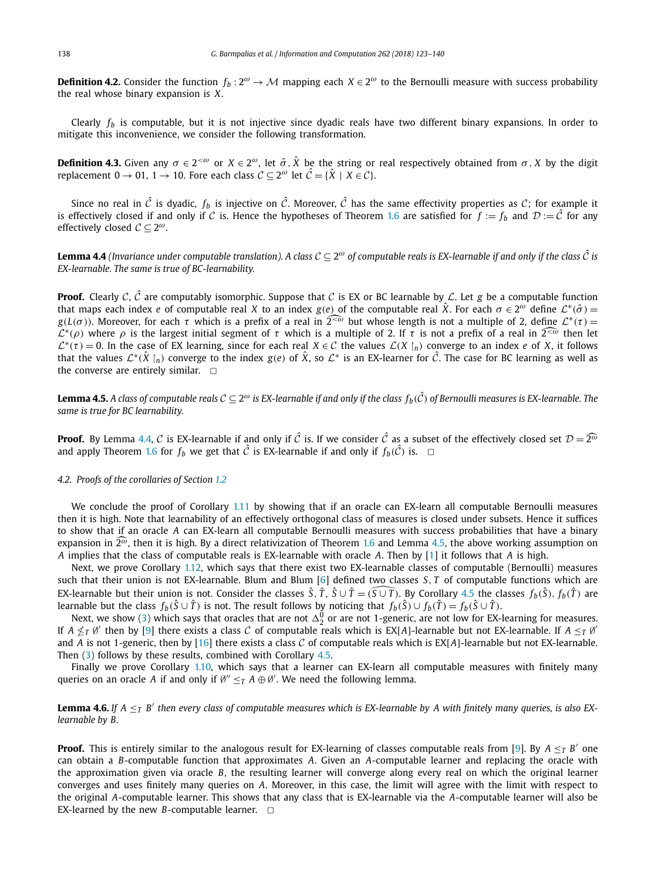**Definition 4.2.** Consider the function $f_b : 2^\omega \to \mathcal{M}$ mapping each $X \in 2^\omega$ to the Bernoulli measure with success probability the real whose binary expansion is $X$.

Clearly $f_b$ is computable, but it is not injective since dyadic reals have two different binary expansions. In order to mitigate this inconvenience, we consider the following transformation.

**Definition 4.3.** Given any $\sigma \in 2^{<\omega}$ or $X \in 2^\omega$, let $\hat{\sigma}, \hat{X}$ be the string or real respectively obtained from $\sigma, X$ by the digit replacement $0 \to 01$, $1 \to 10$. Fore each class $\mathcal{C} \subseteq 2^\omega$ let $\hat{\mathcal{C}} = \{\hat{X} \mid X \in \mathcal{C}\}$.

Since no real in $\hat{\mathcal{C}}$ is dyadic, $f_b$ is injective on $\hat{\mathcal{C}}$. Moreover, $\hat{\mathcal{C}}$ has the same effectivity properties as $\mathcal{C}$; for example it is effectively closed if and only if $\mathcal{C}$ is. Hence the hypotheses of Theorem 1.6 are satisfied for $f := f_b$ and $\mathcal{D} := \hat{\mathcal{C}}$ for any effectively closed $\mathcal{C} \subseteq 2^\omega$.

**Lemma 4.4** *(Invariance under computable translation). A class $\mathcal{C} \subseteq 2^\omega$ of computable reals is EX-learnable if and only if the class $\hat{\mathcal{C}}$ is EX-learnable. The same is true of BC-learnability.*

**Proof.** Clearly $\mathcal{C}, \hat{\mathcal{C}}$ are computably isomorphic. Suppose that $\mathcal{C}$ is EX or BC learnable by $\mathcal{L}$. Let $g$ be a computable function that maps each index $e$ of computable real $X$ to an index $g(e)$ of the computable real $\hat{X}$. For each $\sigma \in 2^\omega$ define $\mathcal{L}^*(\hat{\sigma}) = g(L(\sigma))$. Moreover, for each $\tau$ which is a prefix of a real in $\widehat{2^{<\omega}}$ but whose length is not a multiple of 2, define $\mathcal{L}^*(\tau) = \mathcal{L}^*(\rho)$ where $\rho$ is the largest initial segment of $\tau$ which is a multiple of 2. If $\tau$ is not a prefix of a real in $\widehat{2^{<\omega}}$ then let $\mathcal{L}^*(\tau) = 0$. In the case of EX learning, since for each real $X \in \mathcal{C}$ the values $\mathcal{L}(X \restriction_n)$ converge to an index $e$ of $X$, it follows that the values $\mathcal{L}^*(\hat{X} \restriction_n)$ converge to the index $g(e)$ of $\hat{X}$, so $\mathcal{L}^*$ is an EX-learner for $\hat{\mathcal{C}}$. The case for BC learning as well as the converse are entirely similar. $\square$

**Lemma 4.5.** *A class of computable reals $\mathcal{C} \subseteq 2^\omega$ is EX-learnable if and only if the class $f_b(\hat{\mathcal{C}})$ of Bernoulli measures is EX-learnable. The same is true for BC learnability.*

**Proof.** By Lemma 4.4, $\mathcal{C}$ is EX-learnable if and only if $\hat{\mathcal{C}}$ is. If we consider $\hat{\mathcal{C}}$ as a subset of the effectively closed set $\mathcal{D} = \widehat{2^\omega}$ and apply Theorem 1.6 for $f_b$ we get that $\hat{\mathcal{C}}$ is EX-learnable if and only if $f_b(\hat{\mathcal{C}})$ is. $\square$

### 4.2. Proofs of the corollaries of Section 1.2

We conclude the proof of Corollary 1.11 by showing that if an oracle can EX-learn all computable Bernoulli measures then it is high. Note that learnability of an effectively orthogonal class of measures is closed under subsets. Hence it suffices to show that if an oracle $A$ can EX-learn all computable Bernoulli measures with success probabilities that have a binary expansion in $\widehat{2^\omega}$, then it is high. By a direct relativization of Theorem 1.6 and Lemma 4.5, the above working assumption on $A$ implies that the class of computable reals is EX-learnable with oracle $A$. Then by [1] it follows that $A$ is high.

Next, we prove Corollary 1.12, which says that there exist two EX-learnable classes of computable (Bernoulli) measures such that their union is not EX-learnable. Blum and Blum [6] defined two classes $S, T$ of computable functions which are EX-learnable but their union is not. Consider the classes $\hat{S}, \hat{T}, \hat{S} \cup \hat{T} = \widehat{(S \cup T)}$. By Corollary 4.5 the classes $f_b(\hat{S}), f_b(\hat{T})$ are learnable but the class $f_b(\hat{S} \cup \hat{T})$ is not. The result follows by noticing that $f_b(\hat{S}) \cup f_b(\hat{T}) = f_b(\hat{S} \cup \hat{T})$.

Next, we show (3) which says that oracles that are not $\Delta^0_2$ or are not 1-generic, are not low for EX-learning for measures. If $A \not\leq_T \emptyset'$ then by [9] there exists a class $\mathcal{C}$ of computable reals which is EX[$A$]-learnable but not EX-learnable. If $A \leq_T \emptyset'$ and $A$ is not 1-generic, then by [16] there exists a class $\mathcal{C}$ of computable reals which is EX[$A$]-learnable but not EX-learnable. Then (3) follows by these results, combined with Corollary 4.5.

Finally we prove Corollary 1.10, which says that a learner can EX-learn all computable measures with finitely many queries on an oracle $A$ if and only if $\emptyset'' \leq_T A \oplus \emptyset'$. We need the following lemma.

**Lemma 4.6.** *If $A \leq_T B'$ then every class of computable measures which is EX-learnable by $A$ with finitely many queries, is also EX-learnable by $B$.*

**Proof.** This is entirely similar to the analogous result for EX-learning of classes computable reals from [9]. By $A \leq_T B'$ one can obtain a $B$-computable function that approximates $A$. Given an $A$-computable learner and replacing the oracle with the approximation given via oracle $B$, the resulting learner will converge along every real on which the original learner converges and uses finitely many queries on $A$. Moreover, in this case, the limit will agree with the limit with respect to the original $A$-computable learner. This shows that any class that is EX-learnable via the $A$-computable learner will also be EX-learned by the new $B$-computable learner. $\square$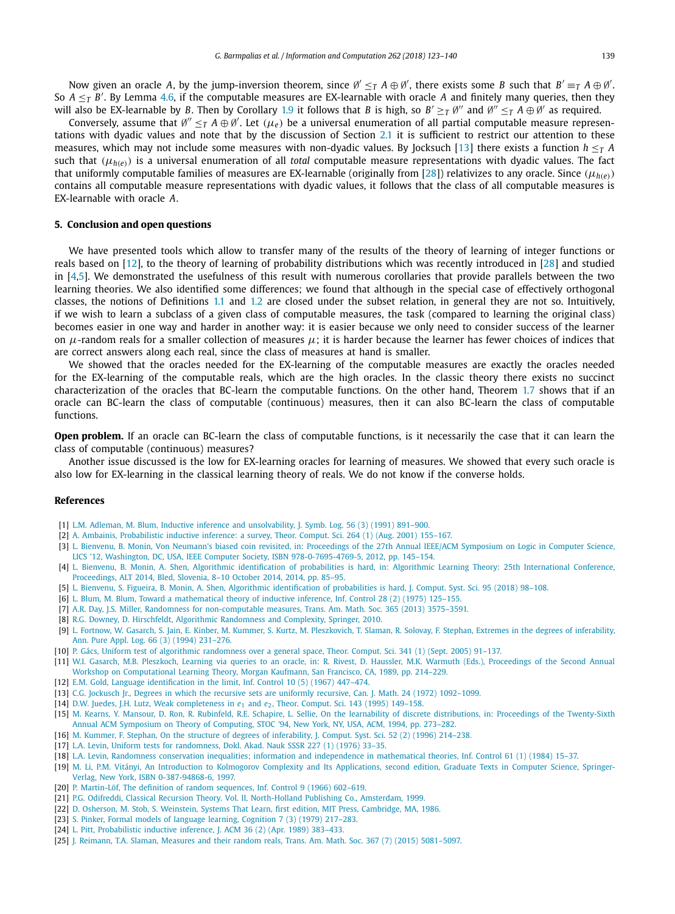Now given an oracle $A$, by the jump-inversion theorem, since $\emptyset' \leq_T A \oplus \emptyset'$, there exists some $B$ such that $B' \equiv_T A \oplus \emptyset'$. So $A \leq_T B'$. By Lemma 4.6, if the computable measures are EX-learnable with oracle $A$ and finitely many queries, then they will also be EX-learnable by $B$. Then by Corollary 1.9 it follows that $B$ is high, so $B' \geq_T \emptyset''$ and $\emptyset'' \leq_T A \oplus \emptyset'$ as required.

Conversely, assume that $\emptyset'' \leq_T A \oplus \emptyset'$. Let $(\mu_e)$ be a universal enumeration of all partial computable measure representations with dyadic values and note that by the discussion of Section 2.1 it is sufficient to restrict our attention to these measures, which may not include some measures with non-dyadic values. By Jocksuch [13] there exists a function $h \leq_T A$ such that $(\mu_{h(e)})$ is a universal enumeration of all *total* computable measure representations with dyadic values. The fact that uniformly computable families of measures are EX-learnable (originally from [28]) relativizes to any oracle. Since $(\mu_{h(e)})$ contains all computable measure representations with dyadic values, it follows that the class of all computable measures is EX-learnable with oracle $A$.

## 5. Conclusion and open questions

We have presented tools which allow to transfer many of the results of the theory of learning of integer functions or reals based on [12], to the theory of learning of probability distributions which was recently introduced in [28] and studied in [4,5]. We demonstrated the usefulness of this result with numerous corollaries that provide parallels between the two learning theories. We also identified some differences; we found that although in the special case of effectively orthogonal classes, the notions of Definitions 1.1 and 1.2 are closed under the subset relation, in general they are not so. Intuitively, if we wish to learn a subclass of a given class of computable measures, the task (compared to learning the original class) becomes easier in one way and harder in another way: it is easier because we only need to consider success of the learner on $\mu$-random reals for a smaller collection of measures $\mu$; it is harder because the learner has fewer choices of indices that are correct answers along each real, since the class of measures at hand is smaller.

We showed that the oracles needed for the EX-learning of the computable measures are exactly the oracles needed for the EX-learning of the computable reals, which are the high oracles. In the classic theory there exists no succinct characterization of the oracles that BC-learn the computable functions. On the other hand, Theorem 1.7 shows that if an oracle can BC-learn the class of computable (continuous) measures, then it can also BC-learn the class of computable functions.

**Open problem.** If an oracle can BC-learn the class of computable functions, is it necessarily the case that it can learn the class of computable (continuous) measures?

Another issue discussed is the low for EX-learning oracles for learning of measures. We showed that every such oracle is also low for EX-learning in the classical learning theory of reals. We do not know if the converse holds.

## References

[1] L.M. Adleman, M. Blum, Inductive inference and unsolvability, J. Symb. Log. 56 (3) (1991) 891–900.

[2] A. Ambainis, Probabilistic inductive inference: a survey, Theor. Comput. Sci. 264 (1) (Aug. 2001) 155–167.

[3] L. Bienvenu, B. Monin, Von Neumann's biased coin revisited, in: Proceedings of the 27th Annual IEEE/ACM Symposium on Logic in Computer Science, LICS '12, Washington, DC, USA, IEEE Computer Society, ISBN 978-0-7695-4769-5, 2012, pp. 145–154.

[4] L. Bienvenu, B. Monin, A. Shen, Algorithmic identification of probabilities is hard, in: Algorithmic Learning Theory: 25th International Conference, Proceedings, ALT 2014, Bled, Slovenia, 8–10 October 2014, 2014, pp. 85–95.

[5] L. Bienvenu, S. Figueira, B. Monin, A. Shen, Algorithmic identification of probabilities is hard, J. Comput. Syst. Sci. 95 (2018) 98–108.

[6] L. Blum, M. Blum, Toward a mathematical theory of inductive inference, Inf. Control 28 (2) (1975) 125–155.

[7] A.R. Day, J.S. Miller, Randomness for non-computable measures, Trans. Am. Math. Soc. 365 (2013) 3575–3591.

[8] R.G. Downey, D. Hirschfeldt, Algorithmic Randomness and Complexity, Springer, 2010.

[9] L. Fortnow, W. Gasarch, S. Jain, E. Kinber, M. Kummer, S. Kurtz, M. Pleszkovich, T. Slaman, R. Solovay, F. Stephan, Extremes in the degrees of inferability, Ann. Pure Appl. Log. 66 (3) (1994) 231–276.

[10] P. Gács, Uniform test of algorithmic randomness over a general space, Theor. Comput. Sci. 341 (1) (Sept. 2005) 91–137.

[11] W.I. Gasarch, M.B. Pleszkoch, Learning via queries to an oracle, in: R. Rivest, D. Haussler, M.K. Warmuth (Eds.), Proceedings of the Second Annual Workshop on Computational Learning Theory, Morgan Kaufmann, San Francisco, CA, 1989, pp. 214–229.

[12] E.M. Gold, Language identification in the limit, Inf. Control 10 (5) (1967) 447–474.

[13] C.G. Jockusch Jr., Degrees in which the recursive sets are uniformly recursive, Can. J. Math. 24 (1972) 1092–1099.

[14] D.W. Juedes, J.H. Lutz, Weak completeness in $e_1$ and $e_2$, Theor. Comput. Sci. 143 (1995) 149–158.

[15] M. Kearns, Y. Mansour, D. Ron, R. Rubinfeld, R.E. Schapire, L. Sellie, On the learnability of discrete distributions, in: Proceedings of the Twenty-Sixth Annual ACM Symposium on Theory of Computing, STOC '94, New York, NY, USA, ACM, 1994, pp. 273–282.

[16] M. Kummer, F. Stephan, On the structure of degrees of inferability, J. Comput. Syst. Sci. 52 (2) (1996) 214–238.

[17] L.A. Levin, Uniform tests for randomness, Dokl. Akad. Nauk SSSR 227 (1) (1976) 33–35.

[18] L.A. Levin, Randomness conservation inequalities; information and independence in mathematical theories, Inf. Control 61 (1) (1984) 15–37.

[19] M. Li, P.M. Vitányi, An Introduction to Kolmogorov Complexity and Its Applications, second edition, Graduate Texts in Computer Science, Springer-Verlag, New York, ISBN 0-387-94868-6, 1997.

[20] P. Martin-Löf, The definition of random sequences, Inf. Control 9 (1966) 602–619.

[21] P.G. Odifreddi, Classical Recursion Theory. Vol. II, North-Holland Publishing Co., Amsterdam, 1999.

[22] D. Osherson, M. Stob, S. Weinstein, Systems That Learn, first edition, MIT Press, Cambridge, MA, 1986.

[23] S. Pinker, Formal models of language learning, Cognition 7 (3) (1979) 217–283.

[24] L. Pitt, Probabilistic inductive inference, J. ACM 36 (2) (Apr. 1989) 383–433.

[25] J. Reimann, T.A. Slaman, Measures and their random reals, Trans. Am. Math. Soc. 367 (7) (2015) 5081–5097.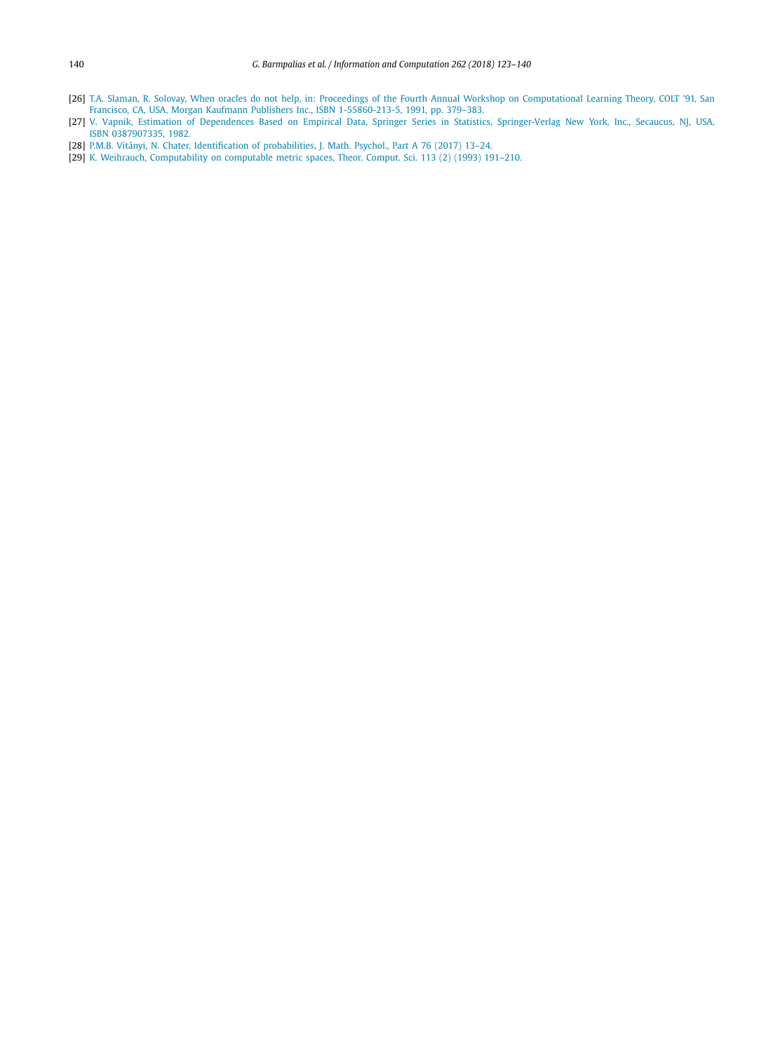[26] T.A. Slaman, R. Solovay, When oracles do not help, in: Proceedings of the Fourth Annual Workshop on Computational Learning Theory, COLT '91, San Francisco, CA, USA, Morgan Kaufmann Publishers Inc., ISBN 1-55860-213-5, 1991, pp. 379–383.

[27] V. Vapnik, Estimation of Dependences Based on Empirical Data, Springer Series in Statistics, Springer-Verlag New York, Inc., Secaucus, NJ, USA, ISBN 0387907335, 1982.

[28] P.M.B. Vitányi, N. Chater, Identification of probabilities, J. Math. Psychol., Part A 76 (2017) 13–24.

[29] K. Weihrauch, Computability on computable metric spaces, Theor. Comput. Sci. 113 (2) (1993) 191–210.